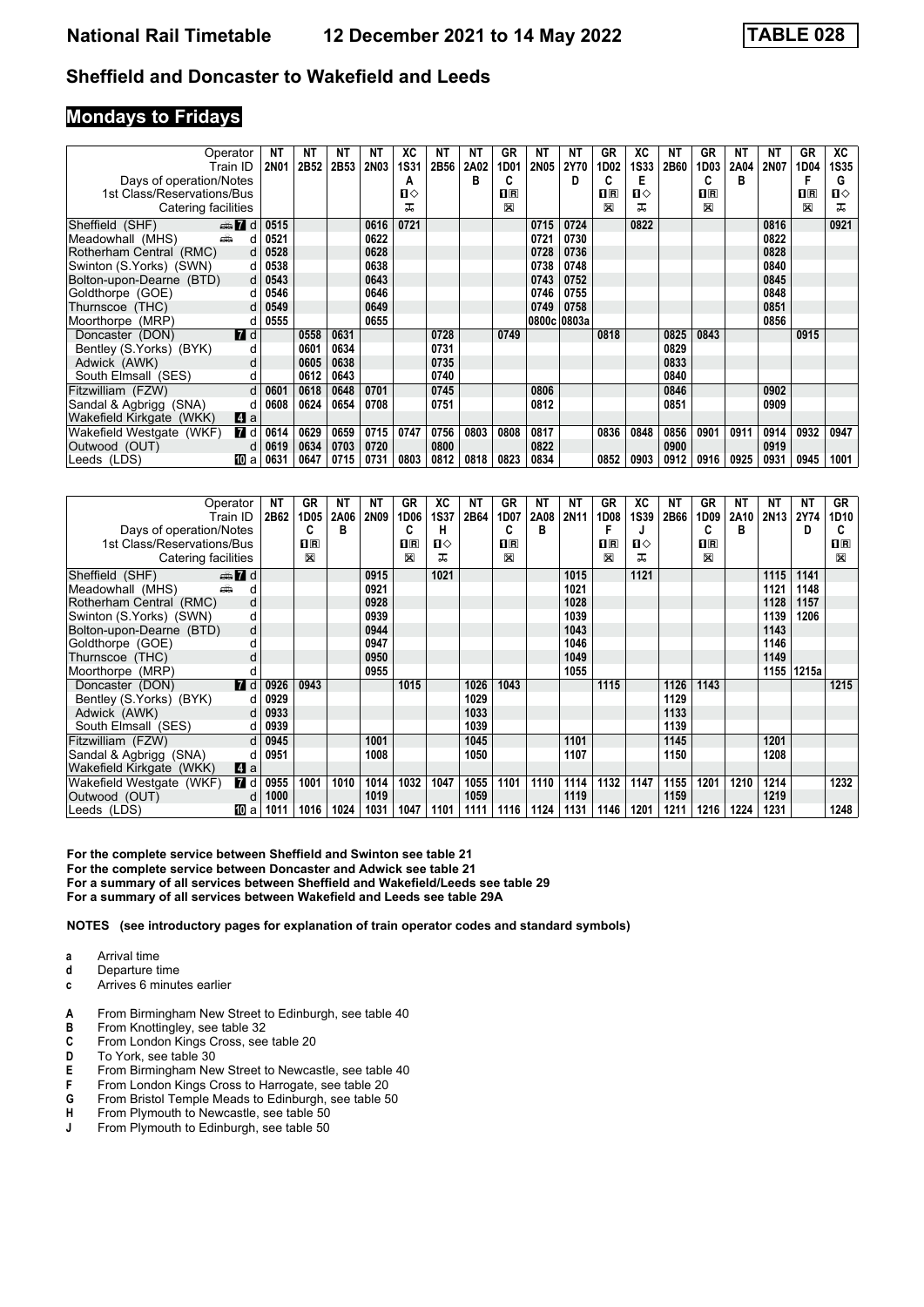# National Rail Timetable 12 December 2021 to 14 May 2022 TABLE 028

## Sheffield and Doncaster to Wakefield and Leeds

### Mondays to Fridays

| Operator | | NT | NT | NT | NT | XC | NT | NT | GR | NT | NT | GR | XC | NT | GR | NT | NT | GR | XC |
|---|---|---|---|---|---|---|---|---|---|---|---|---|---|---|---|---|---|---|---|
| Train ID | | 2N01 | 2B52 | 2B53 | 2N03 | 1S31 | 2B56 | 2A02 | 1D01 | 2N05 | 2Y70 | 1D02 | 1S33 | 2B60 | 1D03 | 2A04 | 2N07 | 1D04 | 1S35 |
| Days of operation/Notes | | | | | | A | | B | C | | D | C | E | | C | B | | F | G |
| 1st Class/Reservations/Bus | | | | | | 1◇ | | | 1R | | | 1R | 1◇ | | 1R | | | 1R | 1◇ |
| Catering facilities | | | | | | ⚌ | | | ☒ | | | ☒ | ⚌ | | ☒ | | | ☒ | ⚌ |
| Sheffield (SHF) | 7 d | 0515 | | | 0616 | 0721 | | | | 0715 | 0724 | | 0822 | | | | 0816 | | 0921 |
| Meadowhall (MHS) | d | 0521 | | | 0622 | | | | | 0721 | 0730 | | | | | | 0822 | | |
| Rotherham Central (RMC) | d | 0528 | | | 0628 | | | | | 0728 | 0736 | | | | | | 0828 | | |
| Swinton (S.Yorks) (SWN) | d | 0538 | | | 0638 | | | | | 0738 | 0748 | | | | | | 0840 | | |
| Bolton-upon-Dearne (BTD) | d | 0543 | | | 0643 | | | | | 0743 | 0752 | | | | | | 0845 | | |
| Goldthorpe (GOE) | d | 0546 | | | 0646 | | | | | 0746 | 0755 | | | | | | 0848 | | |
| Thurnscoe (THC) | d | 0549 | | | 0649 | | | | | 0749 | 0758 | | | | | | 0851 | | |
| Moorthorpe (MRP) | d | 0555 | | | 0655 | | | | | 0800c | 0803a | | | | | | 0856 | | |
| Doncaster (DON) | 7 d | | 0558 | 0631 | | | 0728 | | 0749 | | | 0818 | | 0825 | 0843 | | | 0915 | |
| Bentley (S.Yorks) (BYK) | d | | 0601 | 0634 | | | 0731 | | | | | | | 0829 | | | | | |
| Adwick (AWK) | d | | 0605 | 0638 | | | 0735 | | | | | | | 0833 | | | | | |
| South Elmsall (SES) | d | | 0612 | 0643 | | | 0740 | | | | | | | 0840 | | | | | |
| Fitzwilliam (FZW) | d | 0601 | 0618 | 0648 | 0701 | | 0745 | | | 0806 | | | | 0846 | | | 0902 | | |
| Sandal & Agbrigg (SNA) | d | 0608 | 0624 | 0654 | 0708 | | 0751 | | | 0812 | | | | 0851 | | | 0909 | | |
| Wakefield Kirkgate (WKK) | 4 a | | | | | | | | | | | | | | | | | | |
| Wakefield Westgate (WKF) | 7 d | 0614 | 0629 | 0659 | 0715 | 0747 | 0756 | 0803 | 0808 | 0817 | | 0836 | 0848 | 0856 | 0901 | 0911 | 0914 | 0932 | 0947 |
| Outwood (OUT) | d | 0619 | 0634 | 0703 | 0720 | | 0800 | | | 0822 | | | | 0900 | | | 0919 | | |
| Leeds (LDS) | 10 a | 0631 | 0647 | 0715 | 0731 | 0803 | 0812 | 0818 | 0823 | 0834 | | 0852 | 0903 | 0912 | 0916 | 0925 | 0931 | 0945 | 1001 |

| Operator | | NT | GR | NT | NT | GR | XC | NT | GR | NT | NT | GR | XC | NT | GR | NT | NT | NT | GR |
|---|---|---|---|---|---|---|---|---|---|---|---|---|---|---|---|---|---|---|---|
| Train ID | | 2B62 | 1D05 | 2A06 | 2N09 | 1D06 | 1S37 | 2B64 | 1D07 | 2A08 | 2N11 | 1D08 | 1S39 | 2B66 | 1D09 | 2A10 | 2N13 | 2Y74 | 1D10 |
| Days of operation/Notes | | | C | B | | C | H | | C | B | | F | J | | C | B | | D | C |
| 1st Class/Reservations/Bus | | | 1R | | | 1R | 1◇ | | 1R | | | 1R | 1◇ | | 1R | | | | 1R |
| Catering facilities | | | ☒ | | | ☒ | ⚌ | | ☒ | | | ☒ | ⚌ | | ☒ | | | | ☒ |
| Sheffield (SHF) | 7 d | | | | 0915 | | 1021 | | | | 1015 | | 1121 | | | | 1115 | 1141 | |
| Meadowhall (MHS) | d | | | | 0921 | | | | | | 1021 | | | | | | 1121 | 1148 | |
| Rotherham Central (RMC) | d | | | | 0928 | | | | | | 1028 | | | | | | 1128 | 1157 | |
| Swinton (S.Yorks) (SWN) | d | | | | 0939 | | | | | | 1039 | | | | | | 1139 | 1206 | |
| Bolton-upon-Dearne (BTD) | d | | | | 0944 | | | | | | 1043 | | | | | | 1143 | | |
| Goldthorpe (GOE) | d | | | | 0947 | | | | | | 1046 | | | | | | 1146 | | |
| Thurnscoe (THC) | d | | | | 0950 | | | | | | 1049 | | | | | | 1149 | | |
| Moorthorpe (MRP) | d | | | | 0955 | | | | | | 1055 | | | | | | 1155 | 1215a | |
| Doncaster (DON) | 7 d | 0926 | 0943 | | | 1015 | | 1026 | 1043 | | | 1115 | | 1126 | 1143 | | | | 1215 |
| Bentley (S.Yorks) (BYK) | d | 0929 | | | | | | 1029 | | | | | | 1129 | | | | | |
| Adwick (AWK) | d | 0933 | | | | | | 1033 | | | | | | 1133 | | | | | |
| South Elmsall (SES) | d | 0939 | | | | | | 1039 | | | | | | 1139 | | | | | |
| Fitzwilliam (FZW) | d | 0945 | | | 1001 | | | 1045 | | | 1101 | | | 1145 | | | 1201 | | |
| Sandal & Agbrigg (SNA) | d | 0951 | | | 1008 | | | 1050 | | | 1107 | | | 1150 | | | 1208 | | |
| Wakefield Kirkgate (WKK) | 4 a | | | | | | | | | | | | | | | | | | |
| Wakefield Westgate (WKF) | 7 d | 0955 | 1001 | 1010 | 1014 | 1032 | 1047 | 1055 | 1101 | 1110 | 1114 | 1132 | 1147 | 1155 | 1201 | 1210 | 1214 | | 1232 |
| Outwood (OUT) | d | 1000 | | | 1019 | | | 1059 | | | 1119 | | | 1159 | | | 1219 | | |
| Leeds (LDS) | 10 a | 1011 | 1016 | 1024 | 1031 | 1047 | 1101 | 1111 | 1116 | 1124 | 1131 | 1146 | 1201 | 1211 | 1216 | 1224 | 1231 | | 1248 |

**For the complete service between Sheffield and Swinton see table 21**
**For the complete service between Doncaster and Adwick see table 21**
**For a summary of all services between Sheffield and Wakefield/Leeds see table 29**
**For a summary of all services between Wakefield and Leeds see table 29A**

**NOTES (see introductory pages for explanation of train operator codes and standard symbols)**

- **a** Arrival time
- **d** Departure time
- **c** Arrives 6 minutes earlier

- **A** From Birmingham New Street to Edinburgh, see table 40
- **B** From Knottingley, see table 32
- **C** From London Kings Cross, see table 20
- **D** To York, see table 30
- **E** From Birmingham New Street to Newcastle, see table 40
- **F** From London Kings Cross to Harrogate, see table 20
- **G** From Bristol Temple Meads to Edinburgh, see table 50
- **H** From Plymouth to Newcastle, see table 50
- **J** From Plymouth to Edinburgh, see table 50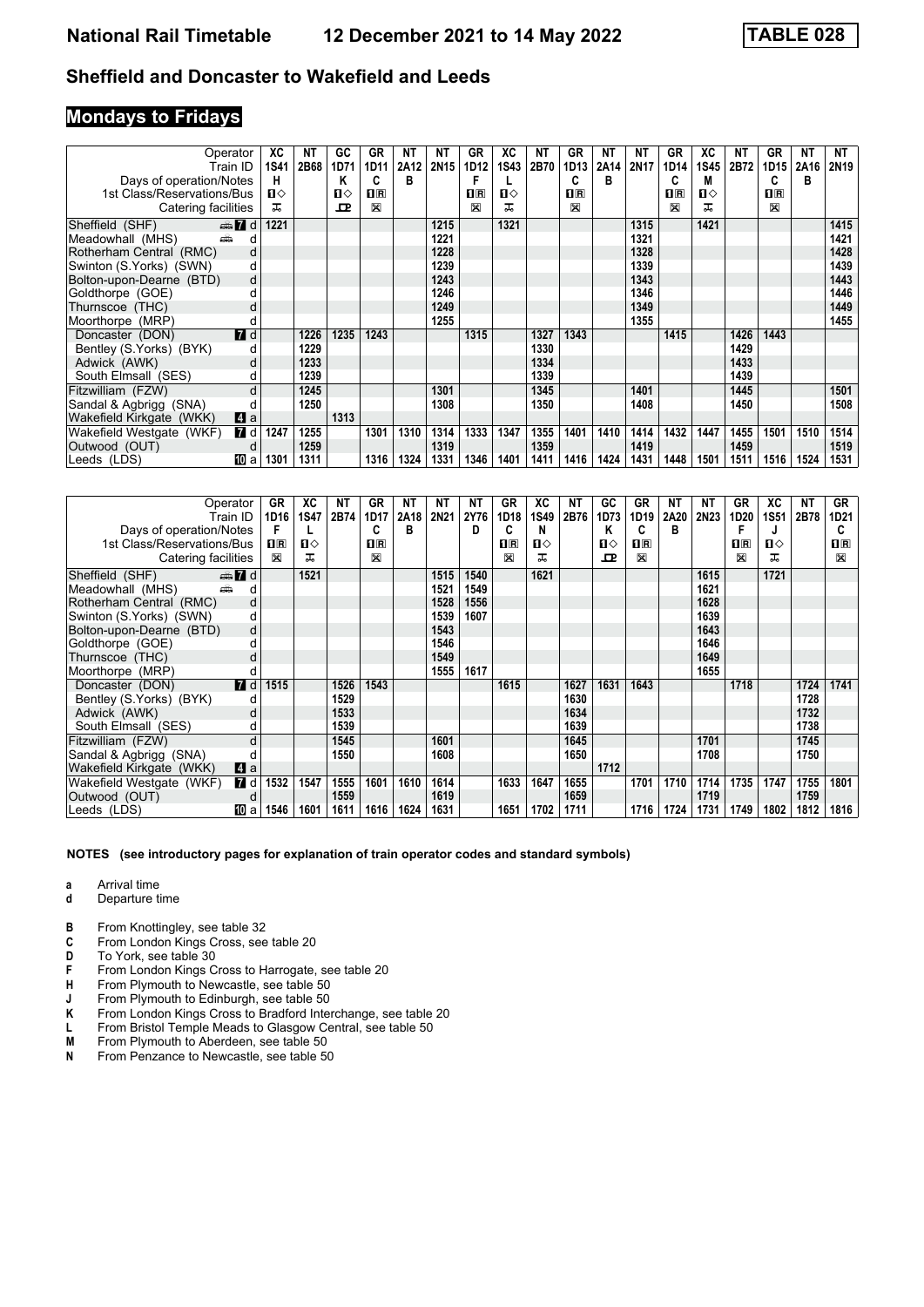# National Rail Timetable 12 December 2021 to 14 May 2022 TABLE 028

## Sheffield and Doncaster to Wakefield and Leeds

### Mondays to Fridays

| Operator | XC | NT | GC | GR | NT | NT | GR | XC | NT | GR | NT | NT | GR | XC | NT | GR | NT | NT |
|---|---|---|---|---|---|---|---|---|---|---|---|---|---|---|---|---|---|---|
| Train ID | 1S41 | 2B68 | 1D71 | 1D11 | 2A12 | 2N15 | 1D12 | 1S43 | 2B70 | 1D13 | 2A14 | 2N17 | 1D14 | 1S45 | 2B72 | 1D15 | 2A16 | 2N19 |
| Days of operation/Notes | H | | K | C | B | | F | L | | C | B | | C | M | | C | B | |
| 1st Class/Reservations/Bus | 1◇ | | 1◇ | 1R | | | 1R | 1◇ | | 1R | | | 1R | 1◇ | | 1R | | |
| Catering facilities | ⊼ | | ⊡ | ⊠ | | | ⊠ | ⊼ | | ⊠ | | | ⊠ | ⊼ | | ⊠ | | |
| Sheffield (SHF) 7 d | 1221 | | | | | 1215 | | 1321 | | | | 1315 | | 1421 | | | | 1415 |
| Meadowhall (MHS) d | | | | | | 1221 | | | | | | 1321 | | | | | | 1421 |
| Rotherham Central (RMC) d | | | | | | 1228 | | | | | | 1328 | | | | | | 1428 |
| Swinton (S.Yorks) (SWN) d | | | | | | 1239 | | | | | | 1339 | | | | | | 1439 |
| Bolton-upon-Dearne (BTD) d | | | | | | 1243 | | | | | | 1343 | | | | | | 1443 |
| Goldthorpe (GOE) d | | | | | | 1246 | | | | | | 1346 | | | | | | 1446 |
| Thurnscoe (THC) d | | | | | | 1249 | | | | | | 1349 | | | | | | 1449 |
| Moorthorpe (MRP) d | | | | | | 1255 | | | | | | 1355 | | | | | | 1455 |
| Doncaster (DON) 7 d | | 1226 | 1235 | 1243 | | | 1315 | | 1327 | 1343 | | | 1415 | | 1426 | 1443 | | |
| Bentley (S.Yorks) (BYK) d | | 1229 | | | | | | | 1330 | | | | | | 1429 | | | |
| Adwick (AWK) d | | 1233 | | | | | | | 1334 | | | | | | 1433 | | | |
| South Elmsall (SES) d | | 1239 | | | | | | | 1339 | | | | | | 1439 | | | |
| Fitzwilliam (FZW) d | | 1245 | | | | 1301 | | | 1345 | | | 1401 | | | 1445 | | | 1501 |
| Sandal & Agbrigg (SNA) d | | 1250 | | | | 1308 | | | 1350 | | | 1408 | | | 1450 | | | 1508 |
| Wakefield Kirkgate (WKK) 4 a | | | 1313 | | | | | | | | | | | | | | | |
| Wakefield Westgate (WKF) 7 d | 1247 | 1255 | | 1301 | 1310 | 1314 | 1333 | 1347 | 1355 | 1401 | 1410 | 1414 | 1432 | 1447 | 1455 | 1501 | 1510 | 1514 |
| Outwood (OUT) d | | 1259 | | | | 1319 | | | 1359 | | | 1419 | | | 1459 | | | 1519 |
| Leeds (LDS) 10 a | 1301 | 1311 | | 1316 | 1324 | 1331 | 1346 | 1401 | 1411 | 1416 | 1424 | 1431 | 1448 | 1501 | 1511 | 1516 | 1524 | 1531 |

| Operator | GR | XC | NT | GR | NT | NT | NT | GR | XC | NT | GC | GR | NT | NT | GR | XC | NT | GR |
|---|---|---|---|---|---|---|---|---|---|---|---|---|---|---|---|---|---|---|
| Train ID | 1D16 | 1S47 | 2B74 | 1D17 | 2A18 | 2N21 | 2Y76 | 1D18 | 1S49 | 2B76 | 1D73 | 1D19 | 2A20 | 2N23 | 1D20 | 1S51 | 2B78 | 1D21 |
| Days of operation/Notes | F | L | | C | B | | D | C | N | | K | C | B | | F | J | | C |
| 1st Class/Reservations/Bus | 1R | 1◇ | | 1R | | | | 1R | 1◇ | | 1◇ | 1R | | | 1R | 1◇ | | 1R |
| Catering facilities | ⊠ | ⊼ | | ⊠ | | | | ⊠ | ⊼ | | ⊡ | ⊠ | | | ⊠ | ⊼ | | ⊠ |
| Sheffield (SHF) 7 d | | 1521 | | | | 1515 | 1540 | | 1621 | | | | | 1615 | | 1721 | | |
| Meadowhall (MHS) d | | | | | | 1521 | 1549 | | | | | | | 1621 | | | | |
| Rotherham Central (RMC) d | | | | | | 1528 | 1556 | | | | | | | 1628 | | | | |
| Swinton (S.Yorks) (SWN) d | | | | | | 1539 | 1607 | | | | | | | 1639 | | | | |
| Bolton-upon-Dearne (BTD) d | | | | | | 1543 | | | | | | | | 1643 | | | | |
| Goldthorpe (GOE) d | | | | | | 1546 | | | | | | | | 1646 | | | | |
| Thurnscoe (THC) d | | | | | | 1549 | | | | | | | | 1649 | | | | |
| Moorthorpe (MRP) d | | | | | | 1555 | 1617 | | | | | | | 1655 | | | | |
| Doncaster (DON) 7 d | 1515 | | 1526 | 1543 | | | | 1615 | | 1627 | 1631 | 1643 | | | 1718 | | 1724 | 1741 |
| Bentley (S.Yorks) (BYK) d | | | 1529 | | | | | | | 1630 | | | | | | | 1728 | |
| Adwick (AWK) d | | | 1533 | | | | | | | 1634 | | | | | | | 1732 | |
| South Elmsall (SES) d | | | 1539 | | | | | | | 1639 | | | | | | | 1738 | |
| Fitzwilliam (FZW) d | | | 1545 | | | 1601 | | | | 1645 | | | | 1701 | | | 1745 | |
| Sandal & Agbrigg (SNA) d | | | 1550 | | | 1608 | | | | 1650 | | | | 1708 | | | 1750 | |
| Wakefield Kirkgate (WKK) 4 a | | | | | | | | | | | 1712 | | | | | | | |
| Wakefield Westgate (WKF) 7 d | 1532 | 1547 | 1555 | 1601 | 1610 | 1614 | | 1633 | 1647 | 1655 | | 1701 | 1710 | 1714 | 1735 | 1747 | 1755 | 1801 |
| Outwood (OUT) d | | | 1559 | | | 1619 | | | | 1659 | | | | 1719 | | | 1759 | |
| Leeds (LDS) 10 a | 1546 | 1601 | 1611 | 1616 | 1624 | 1631 | | 1651 | 1702 | 1711 | | 1716 | 1724 | 1731 | 1749 | 1802 | 1812 | 1816 |

**NOTES (see introductory pages for explanation of train operator codes and standard symbols)**

- **a** Arrival time
- **d** Departure time

- **B** From Knottingley, see table 32
- **C** From London Kings Cross, see table 20
- **D** To York, see table 30
- **F** From London Kings Cross to Harrogate, see table 20
- **H** From Plymouth to Newcastle, see table 50
- **J** From Plymouth to Edinburgh, see table 50
- **K** From London Kings Cross to Bradford Interchange, see table 20
- **L** From Bristol Temple Meads to Glasgow Central, see table 50
- **M** From Plymouth to Aberdeen, see table 50
- **N** From Penzance to Newcastle, see table 50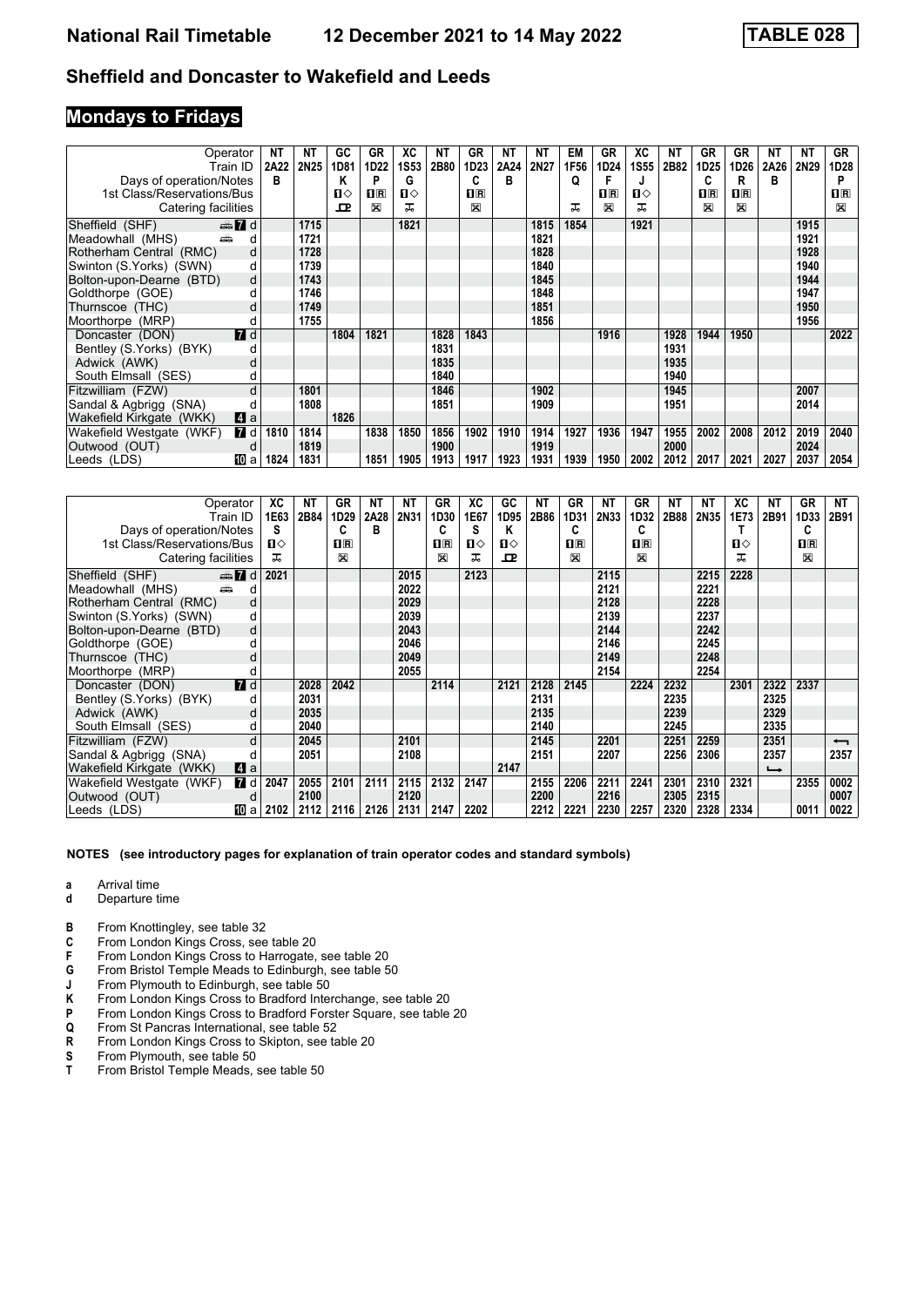# Sheffield and Doncaster to Wakefield and Leeds

## Mondays to Fridays

| Operator | NT | NT | GC | GR | XC | NT | GR | NT | NT | EM | GR | XC | NT | GR | GR | NT | NT | GR |
|---|---|---|---|---|---|---|---|---|---|---|---|---|---|---|---|---|---|---|
| Train ID | 2A22 | 2N25 | 1D81 | 1D22 | 1S53 | 2B80 | 1D23 | 2A24 | 2N27 | 1F56 | 1D24 | 1S55 | 2B82 | 1D25 | 1D26 | 2A26 | 2N29 | 1D28 |
| Days of operation/Notes | B | | K | P | G | | C | B | | Q | F | J | | C | R | B | | P |
| 1st Class/Reservations/Bus | | | ■◇ | ■R | ■◇ | | ■R | | | | ■R | ■◇ | | ■R | ■R | | | ■R |
| Catering facilities | | | ⊡ | ⊠ | ⊼ | | ⊠ | | | ⊼ | ⊠ | ⊼ | | ⊠ | ⊠ | | | ⊠ |
| Sheffield (SHF) d | | 1715 | | | 1821 | | | | 1815 | 1854 | | 1921 | | | | | 1915 | |
| Meadowhall (MHS) d | | 1721 | | | | | | | 1821 | | | | | | | | 1921 | |
| Rotherham Central (RMC) d | | 1728 | | | | | | | 1828 | | | | | | | | 1928 | |
| Swinton (S.Yorks) (SWN) d | | 1739 | | | | | | | 1840 | | | | | | | | 1940 | |
| Bolton-upon-Dearne (BTD) d | | 1743 | | | | | | | 1845 | | | | | | | | 1944 | |
| Goldthorpe (GOE) d | | 1746 | | | | | | | 1848 | | | | | | | | 1947 | |
| Thurnscoe (THC) d | | 1749 | | | | | | | 1851 | | | | | | | | 1950 | |
| Moorthorpe (MRP) d | | 1755 | | | | | | | 1856 | | | | | | | | 1956 | |
| Doncaster (DON) d | | | 1804 | 1821 | | 1828 | 1843 | | | | 1916 | | 1928 | 1944 | 1950 | | | 2022 |
| Bentley (S.Yorks) (BYK) d | | | | | | 1831 | | | | | | | 1931 | | | | | |
| Adwick (AWK) d | | | | | | 1835 | | | | | | | 1935 | | | | | |
| South Elmsall (SES) d | | | | | | 1840 | | | | | | | 1940 | | | | | |
| Fitzwilliam (FZW) d | | 1801 | | | | 1846 | | | 1902 | | | | 1945 | | | | 2007 | |
| Sandal & Agbrigg (SNA) d | | 1808 | | | | 1851 | | | 1909 | | | | 1951 | | | | 2014 | |
| Wakefield Kirkgate (WKK) a | | | 1826 | | | | | | | | | | | | | | | |
| Wakefield Westgate (WKF) d | 1810 | 1814 | | 1838 | 1850 | 1856 | 1902 | 1910 | 1914 | 1927 | 1936 | 1947 | 1955 | 2002 | 2008 | 2012 | 2019 | 2040 |
| Outwood (OUT) d | | 1819 | | | | 1900 | | | 1919 | | | | 2000 | | | | 2024 | |
| Leeds (LDS) a | 1824 | 1831 | | 1851 | 1905 | 1913 | 1917 | 1923 | 1931 | 1939 | 1950 | 2002 | 2012 | 2017 | 2021 | 2027 | 2037 | 2054 |

| Operator | XC | NT | GR | NT | NT | GR | XC | GC | NT | GR | NT | GR | NT | NT | XC | NT | GR | NT |
|---|---|---|---|---|---|---|---|---|---|---|---|---|---|---|---|---|---|---|
| Train ID | 1E63 | 2B84 | 1D29 | 2A28 | 2N31 | 1D30 | 1E67 | 1D95 | 2B86 | 1D31 | 2N33 | 1D32 | 2B88 | 2N35 | 1E73 | 2B91 | 1D33 | 2B91 |
| Days of operation/Notes | S | | C | B | | C | S | K | | C | | C | | | T | | C | |
| 1st Class/Reservations/Bus | ■◇ | | ■R | | | ■R | ■◇ | ■◇ | | ■R | | ■R | | | ■◇ | | ■R | |
| Catering facilities | ⊼ | | ⊠ | | | ⊠ | ⊼ | ⊡ | | ⊠ | | ⊠ | | | ⊼ | | ⊠ | |
| Sheffield (SHF) d | 2021 | | | | 2015 | | 2123 | | | | 2115 | | | 2215 | 2228 | | | |
| Meadowhall (MHS) d | | | | | 2022 | | | | | | 2121 | | | 2221 | | | | |
| Rotherham Central (RMC) d | | | | | 2029 | | | | | | 2128 | | | 2228 | | | | |
| Swinton (S.Yorks) (SWN) d | | | | | 2039 | | | | | | 2139 | | | 2237 | | | | |
| Bolton-upon-Dearne (BTD) d | | | | | 2043 | | | | | | 2144 | | | 2242 | | | | |
| Goldthorpe (GOE) d | | | | | 2046 | | | | | | 2146 | | | 2245 | | | | |
| Thurnscoe (THC) d | | | | | 2049 | | | | | | 2149 | | | 2248 | | | | |
| Moorthorpe (MRP) d | | | | | 2055 | | | | | | 2154 | | | 2254 | | | | |
| Doncaster (DON) d | | 2028 | 2042 | | | 2114 | | 2121 | 2128 | 2145 | | 2224 | 2232 | | 2301 | 2322 | 2337 | |
| Bentley (S.Yorks) (BYK) d | | 2031 | | | | | | | 2131 | | | | 2235 | | | 2325 | | |
| Adwick (AWK) d | | 2035 | | | | | | | 2135 | | | | 2239 | | | 2329 | | |
| South Elmsall (SES) d | | 2040 | | | | | | | 2140 | | | | 2245 | | | 2335 | | |
| Fitzwilliam (FZW) d | | 2045 | | | 2101 | | | | 2145 | | 2201 | | 2251 | 2259 | | 2351 | | ⟵ |
| Sandal & Agbrigg (SNA) d | | 2051 | | | 2108 | | | | 2151 | | 2207 | | 2256 | 2306 | | 2357 | | 2357 |
| Wakefield Kirkgate (WKK) a | | | | | | | | 2147 | | | | | | | | ⟶ | | |
| Wakefield Westgate (WKF) d | 2047 | 2055 | 2101 | 2111 | 2115 | 2132 | 2147 | | 2155 | 2206 | 2211 | 2241 | 2301 | 2310 | 2321 | | 2355 | 0002 |
| Outwood (OUT) d | | 2100 | | | 2120 | | | | 2200 | | 2216 | | 2305 | 2315 | | | | 0007 |
| Leeds (LDS) a | 2102 | 2112 | 2116 | 2126 | 2131 | 2147 | 2202 | | 2212 | 2221 | 2230 | 2257 | 2320 | 2328 | 2334 | | 0011 | 0022 |

**NOTES (see introductory pages for explanation of train operator codes and standard symbols)**

- **a** Arrival time
- **d** Departure time

- **B** From Knottingley, see table 32
- **C** From London Kings Cross, see table 20
- **F** From London Kings Cross to Harrogate, see table 20
- **G** From Bristol Temple Meads to Edinburgh, see table 50
- **J** From Plymouth to Edinburgh, see table 50
- **K** From London Kings Cross to Bradford Interchange, see table 20
- **P** From London Kings Cross to Bradford Forster Square, see table 20
- **Q** From St Pancras International, see table 52
- **R** From London Kings Cross to Skipton, see table 20
- **S** From Plymouth, see table 50
- **T** From Bristol Temple Meads, see table 50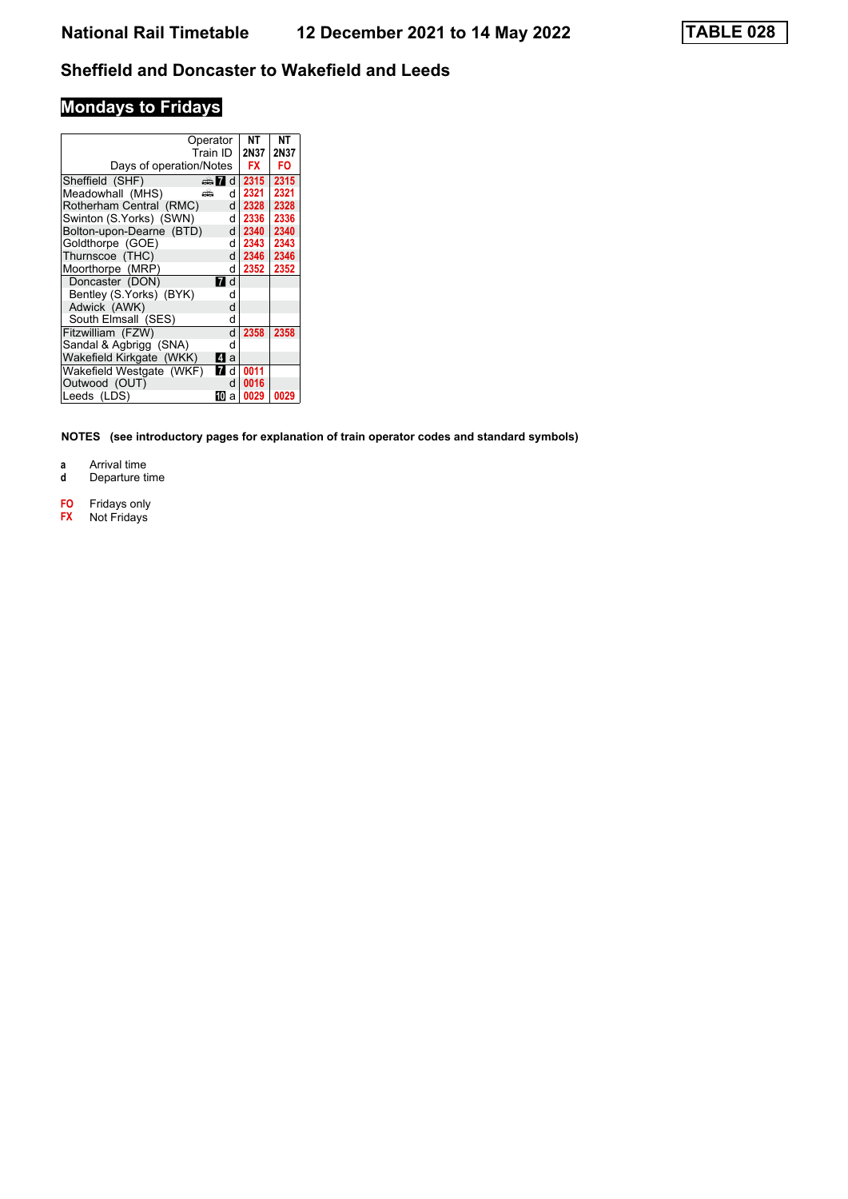# National Rail Timetable 12 December 2021 to 14 May 2022

**TABLE 028**

## Sheffield and Doncaster to Wakefield and Leeds

### Mondays to Fridays

| Operator | | | NT | NT |
|---|---|---|---|---|
| Train ID | | | 2N37 | 2N37 |
| Days of operation/Notes | | | FX | FO |
| Sheffield (SHF) | 🚌 7 | d | 2315 | 2315 |
| Meadowhall (MHS) | 🚌 | d | 2321 | 2321 |
| Rotherham Central (RMC) | | d | 2328 | 2328 |
| Swinton (S.Yorks) (SWN) | | d | 2336 | 2336 |
| Bolton-upon-Dearne (BTD) | | d | 2340 | 2340 |
| Goldthorpe (GOE) | | d | 2343 | 2343 |
| Thurnscoe (THC) | | d | 2346 | 2346 |
| Moorthorpe (MRP) | | d | 2352 | 2352 |
| Doncaster (DON) | 7 | d | | |
| Bentley (S.Yorks) (BYK) | | d | | |
| Adwick (AWK) | | d | | |
| South Elmsall (SES) | | d | | |
| Fitzwilliam (FZW) | | d | 2358 | 2358 |
| Sandal & Agbrigg (SNA) | | d | | |
| Wakefield Kirkgate (WKK) | 4 | a | | |
| Wakefield Westgate (WKF) | 7 | d | 0011 | |
| Outwood (OUT) | | d | 0016 | |
| Leeds (LDS) | 10 | a | 0029 | 0029 |

**NOTES (see introductory pages for explanation of train operator codes and standard symbols)**

**a** Arrival time
**d** Departure time

**FO** Fridays only
**FX** Not Fridays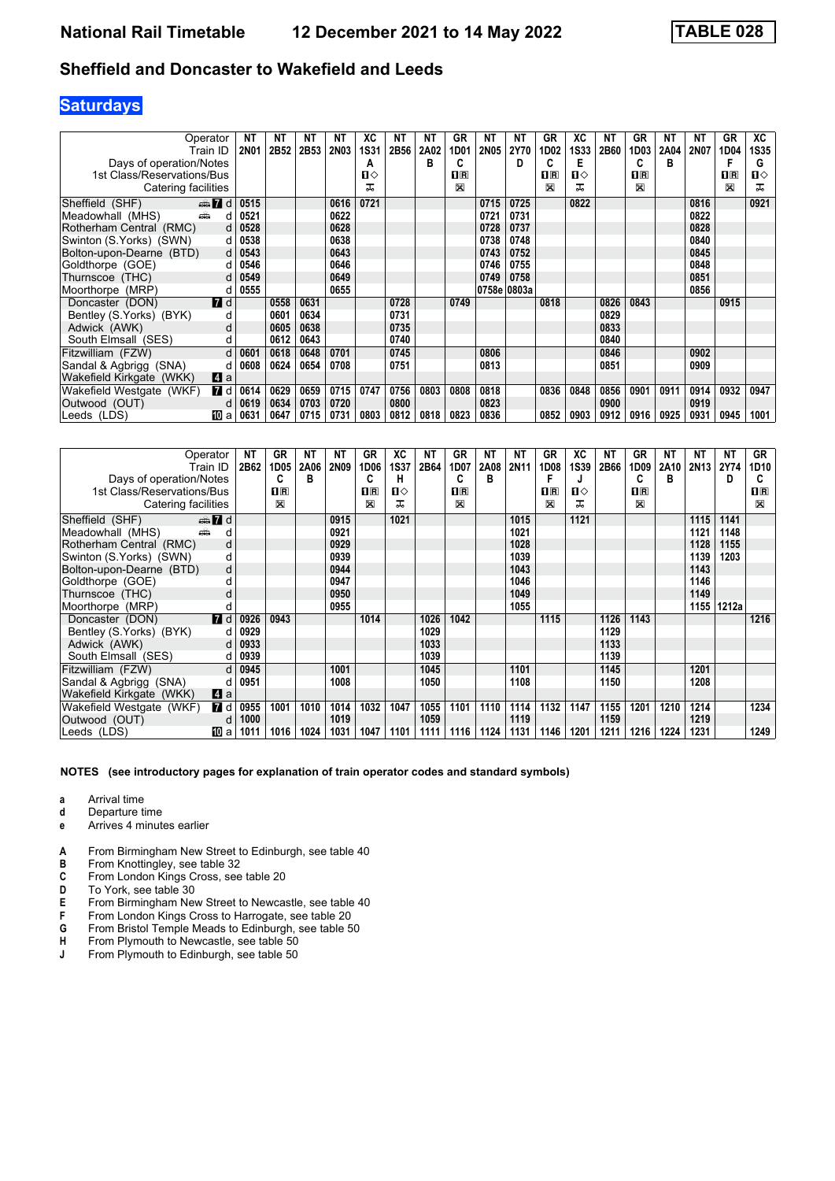# National Rail Timetable — 12 December 2021 to 14 May 2022 — TABLE 028

## Sheffield and Doncaster to Wakefield and Leeds

### Saturdays

| Operator | | NT | NT | NT | NT | XC | NT | NT | GR | NT | NT | GR | XC | NT | GR | NT | NT | GR | XC |
|---|---|---|---|---|---|---|---|---|---|---|---|---|---|---|---|---|---|---|---|
| Train ID | | 2N01 | 2B52 | 2B53 | 2N03 | 1S31 | 2B56 | 2A02 | 1D01 | 2N05 | 2Y70 | 1D02 | 1S33 | 2B60 | 1D03 | 2A04 | 2N07 | 1D04 | 1S35 |
| Days of operation/Notes | | | | | | A | | B | C | | D | C | E | | C | B | | F | G |
| 1st Class/Reservations/Bus | | | | | | 1◇ | | | 1R | | | 1R | 1◇ | | 1R | | | 1R | 1◇ |
| Catering facilities | | | | | | ✈ | | | ⊠ | | | ⊠ | ✈ | | ⊠ | | | ⊠ | ✈ |
| Sheffield (SHF) | 7 d | 0515 | | | 0616 | 0721 | | | | 0715 | 0725 | | 0822 | | | | 0816 | | 0921 |
| Meadowhall (MHS) | d | 0521 | | | 0622 | | | | | 0721 | 0731 | | | | | | 0822 | | |
| Rotherham Central (RMC) | d | 0528 | | | 0628 | | | | | 0728 | 0737 | | | | | | 0828 | | |
| Swinton (S.Yorks) (SWN) | d | 0538 | | | 0638 | | | | | 0738 | 0748 | | | | | | 0840 | | |
| Bolton-upon-Dearne (BTD) | d | 0543 | | | 0643 | | | | | 0743 | 0752 | | | | | | 0845 | | |
| Goldthorpe (GOE) | d | 0546 | | | 0646 | | | | | 0746 | 0755 | | | | | | 0848 | | |
| Thurnscoe (THC) | d | 0549 | | | 0649 | | | | | 0749 | 0758 | | | | | | 0851 | | |
| Moorthorpe (MRP) | d | 0555 | | | 0655 | | | | | 0758e | 0803a | | | | | | 0856 | | |
| Doncaster (DON) | 7 d | | 0558 | 0631 | | | 0728 | | 0749 | | | 0818 | | 0826 | 0843 | | | 0915 | |
| Bentley (S.Yorks) (BYK) | d | | 0601 | 0634 | | | 0731 | | | | | | | 0829 | | | | | |
| Adwick (AWK) | d | | 0605 | 0638 | | | 0735 | | | | | | | 0833 | | | | | |
| South Elmsall (SES) | d | | 0612 | 0643 | | | 0740 | | | | | | | 0840 | | | | | |
| Fitzwilliam (FZW) | d | 0601 | 0618 | 0648 | 0701 | | 0745 | | | 0806 | | | | 0846 | | | 0902 | | |
| Sandal & Agbrigg (SNA) | d | 0608 | 0624 | 0654 | 0708 | | 0751 | | | 0813 | | | | 0851 | | | 0909 | | |
| Wakefield Kirkgate (WKK) | 4 a | | | | | | | | | | | | | | | | | | |
| Wakefield Westgate (WKF) | 7 d | 0614 | 0629 | 0659 | 0715 | 0747 | 0756 | 0803 | 0808 | 0818 | | 0836 | 0848 | 0856 | 0901 | 0911 | 0914 | 0932 | 0947 |
| Outwood (OUT) | d | 0619 | 0634 | 0703 | 0720 | | 0800 | | | 0823 | | | | 0900 | | | 0919 | | |
| Leeds (LDS) | 10 a | 0631 | 0647 | 0715 | 0731 | 0803 | 0812 | 0818 | 0823 | 0836 | | 0852 | 0903 | 0912 | 0916 | 0925 | 0931 | 0945 | 1001 |

| Operator | | NT | GR | NT | NT | GR | XC | NT | GR | NT | NT | GR | XC | NT | GR | NT | NT | NT | GR |
|---|---|---|---|---|---|---|---|---|---|---|---|---|---|---|---|---|---|---|---|
| Train ID | | 2B62 | 1D05 | 2A06 | 2N09 | 1D06 | 1S37 | 2B64 | 1D07 | 2A08 | 2N11 | 1D08 | 1S39 | 2B66 | 1D09 | 2A10 | 2N13 | 2Y74 | 1D10 |
| Days of operation/Notes | | | C | B | | C | H | | C | B | | F | J | | C | B | | D | C |
| 1st Class/Reservations/Bus | | | 1R | | | 1R | 1◇ | | 1R | | | 1R | 1◇ | | 1R | | | | 1R |
| Catering facilities | | | ⊠ | | | ⊠ | ✈ | | ⊠ | | | ⊠ | ✈ | | ⊠ | | | | ⊠ |
| Sheffield (SHF) | 7 d | | | | 0915 | | 1021 | | | | 1015 | | 1121 | | | | 1115 | 1141 | |
| Meadowhall (MHS) | d | | | | 0921 | | | | | | 1021 | | | | | | 1121 | 1148 | |
| Rotherham Central (RMC) | d | | | | 0929 | | | | | | 1028 | | | | | | 1128 | 1155 | |
| Swinton (S.Yorks) (SWN) | d | | | | 0939 | | | | | | 1039 | | | | | | 1139 | 1203 | |
| Bolton-upon-Dearne (BTD) | d | | | | 0944 | | | | | | 1043 | | | | | | 1143 | | |
| Goldthorpe (GOE) | d | | | | 0947 | | | | | | 1046 | | | | | | 1146 | | |
| Thurnscoe (THC) | d | | | | 0950 | | | | | | 1049 | | | | | | 1149 | | |
| Moorthorpe (MRP) | d | | | | 0955 | | | | | | 1055 | | | | | | 1155 | 1212a | |
| Doncaster (DON) | 7 d | 0926 | 0943 | | | 1014 | | 1026 | 1042 | | | 1115 | | 1126 | 1143 | | | | 1216 |
| Bentley (S.Yorks) (BYK) | d | 0929 | | | | | | 1029 | | | | | | 1129 | | | | | |
| Adwick (AWK) | d | 0933 | | | | | | 1033 | | | | | | 1133 | | | | | |
| South Elmsall (SES) | d | 0939 | | | | | | 1039 | | | | | | 1139 | | | | | |
| Fitzwilliam (FZW) | d | 0945 | | | 1001 | | | 1045 | | | 1101 | | | 1145 | | | 1201 | | |
| Sandal & Agbrigg (SNA) | d | 0951 | | | 1008 | | | 1050 | | | 1108 | | | 1150 | | | 1208 | | |
| Wakefield Kirkgate (WKK) | 4 a | | | | | | | | | | | | | | | | | | |
| Wakefield Westgate (WKF) | 7 d | 0955 | 1001 | 1010 | 1014 | 1032 | 1047 | 1055 | 1101 | 1110 | 1114 | 1132 | 1147 | 1155 | 1201 | 1210 | 1214 | | 1234 |
| Outwood (OUT) | d | 1000 | | | 1019 | | | 1059 | | | 1119 | | | 1159 | | | 1219 | | |
| Leeds (LDS) | 10 a | 1011 | 1016 | 1024 | 1031 | 1047 | 1101 | 1111 | 1116 | 1124 | 1131 | 1146 | 1201 | 1211 | 1216 | 1224 | 1231 | | 1249 |

**NOTES (see introductory pages for explanation of train operator codes and standard symbols)**

- **a** Arrival time
- **d** Departure time
- **e** Arrives 4 minutes earlier

- **A** From Birmingham New Street to Edinburgh, see table 40
- **B** From Knottingley, see table 32
- **C** From London Kings Cross, see table 20
- **D** To York, see table 30
- **E** From Birmingham New Street to Newcastle, see table 40
- **F** From London Kings Cross to Harrogate, see table 20
- **G** From Bristol Temple Meads to Edinburgh, see table 50
- **H** From Plymouth to Newcastle, see table 50
- **J** From Plymouth to Edinburgh, see table 50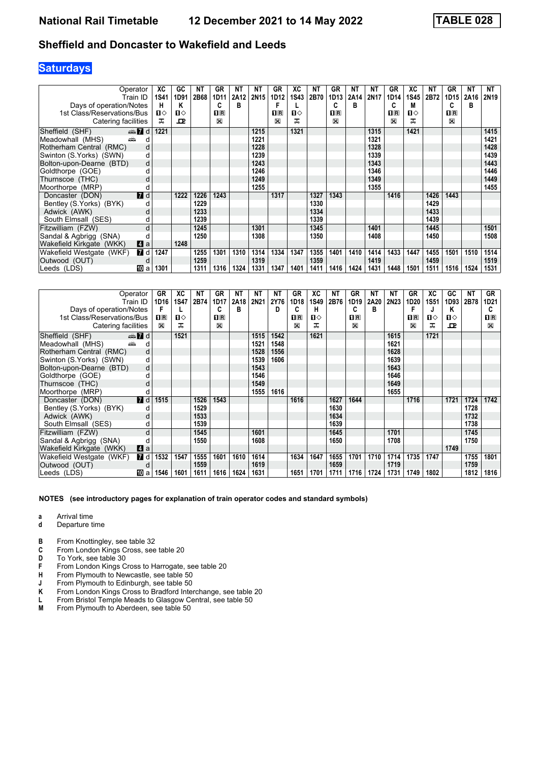# National Rail Timetable — 12 December 2021 to 14 May 2022 — TABLE 028

## Sheffield and Doncaster to Wakefield and Leeds

### Saturdays

| Operator | | XC | GC | NT | GR | NT | NT | GR | XC | NT | GR | NT | NT | GR | XC | NT | GR | NT | NT |
|---|---|---|---|---|---|---|---|---|---|---|---|---|---|---|---|---|---|---|---|
| Train ID | | 1S41 | 1D91 | 2B68 | 1D11 | 2A12 | 2N15 | 1D12 | 1S43 | 2B70 | 1D13 | 2A14 | 2N17 | 1D14 | 1S45 | 2B72 | 1D15 | 2A16 | 2N19 |
| Days of operation/Notes | | H | K | | C | B | | F | L | | C | B | | C | M | | C | B | |
| 1st Class/Reservations/Bus | | 1◇ | 1◇ | | 1R | | | 1R | 1◇ | | 1R | | | 1R | 1◇ | | 1R | | |
| Catering facilities | | ⊼ | ⊡ | | ⊠ | | | ⊠ | ⊼ | | ⊠ | | | ⊠ | ⊼ | | ⊠ | | |
| Sheffield (SHF) | 7 d | 1221 | | | | | 1215 | | 1321 | | | | 1315 | | 1421 | | | | 1415 |
| Meadowhall (MHS) | d | | | | | | 1221 | | | | | | 1321 | | | | | | 1421 |
| Rotherham Central (RMC) | d | | | | | | 1228 | | | | | | 1328 | | | | | | 1428 |
| Swinton (S.Yorks) (SWN) | d | | | | | | 1239 | | | | | | 1339 | | | | | | 1439 |
| Bolton-upon-Dearne (BTD) | d | | | | | | 1243 | | | | | | 1343 | | | | | | 1443 |
| Goldthorpe (GOE) | d | | | | | | 1246 | | | | | | 1346 | | | | | | 1446 |
| Thurnscoe (THC) | d | | | | | | 1249 | | | | | | 1349 | | | | | | 1449 |
| Moorthorpe (MRP) | d | | | | | | 1255 | | | | | | 1355 | | | | | | 1455 |
| Doncaster (DON) | 7 d | | 1222 | 1226 | 1243 | | | 1317 | | 1327 | 1343 | | | 1416 | | 1426 | 1443 | | |
| Bentley (S.Yorks) (BYK) | d | | | 1229 | | | | | | 1330 | | | | | | 1429 | | | |
| Adwick (AWK) | d | | | 1233 | | | | | | 1334 | | | | | | 1433 | | | |
| South Elmsall (SES) | d | | | 1239 | | | | | | 1339 | | | | | | 1439 | | | |
| Fitzwilliam (FZW) | d | | | 1245 | | | 1301 | | | 1345 | | | 1401 | | | 1445 | | | 1501 |
| Sandal & Agbrigg (SNA) | d | | | 1250 | | | 1308 | | | 1350 | | | 1408 | | | 1450 | | | 1508 |
| Wakefield Kirkgate (WKK) | 4 a | | 1248 | | | | | | | | | | | | | | | | |
| Wakefield Westgate (WKF) | 7 d | 1247 | | 1255 | 1301 | 1310 | 1314 | 1334 | 1347 | 1355 | 1401 | 1410 | 1414 | 1433 | 1447 | 1455 | 1501 | 1510 | 1514 |
| Outwood (OUT) | d | | | 1259 | | | 1319 | | | 1359 | | | 1419 | | | 1459 | | | 1519 |
| Leeds (LDS) | 10 a | 1301 | | 1311 | 1316 | 1324 | 1331 | 1347 | 1401 | 1411 | 1416 | 1424 | 1431 | 1448 | 1501 | 1511 | 1516 | 1524 | 1531 |

| Operator | | GR | XC | NT | GR | NT | NT | NT | GR | XC | NT | GR | NT | NT | GR | XC | GC | NT | GR |
|---|---|---|---|---|---|---|---|---|---|---|---|---|---|---|---|---|---|---|---|
| Train ID | | 1D16 | 1S47 | 2B74 | 1D17 | 2A18 | 2N21 | 2Y76 | 1D18 | 1S49 | 2B76 | 1D19 | 2A20 | 2N23 | 1D20 | 1S51 | 1D93 | 2B78 | 1D21 |
| Days of operation/Notes | | F | L | | C | B | | D | C | H | | C | B | | F | J | K | | C |
| 1st Class/Reservations/Bus | | 1R | 1◇ | | 1R | | | | 1R | 1◇ | | 1R | | | 1R | 1◇ | 1◇ | | 1R |
| Catering facilities | | ⊠ | ⊼ | | ⊠ | | | | ⊠ | ⊼ | | ⊠ | | | ⊠ | ⊼ | ⊡ | | ⊠ |
| Sheffield (SHF) | 7 d | | 1521 | | | | 1515 | 1542 | | 1621 | | | | 1615 | | 1721 | | | |
| Meadowhall (MHS) | d | | | | | | 1521 | 1548 | | | | | | 1621 | | | | | |
| Rotherham Central (RMC) | d | | | | | | 1528 | 1556 | | | | | | 1628 | | | | | |
| Swinton (S.Yorks) (SWN) | d | | | | | | 1539 | 1606 | | | | | | 1639 | | | | | |
| Bolton-upon-Dearne (BTD) | d | | | | | | 1543 | | | | | | | 1643 | | | | | |
| Goldthorpe (GOE) | d | | | | | | 1546 | | | | | | | 1646 | | | | | |
| Thurnscoe (THC) | d | | | | | | 1549 | | | | | | | 1649 | | | | | |
| Moorthorpe (MRP) | d | | | | | | 1555 | 1616 | | | | | | 1655 | | | | | |
| Doncaster (DON) | 7 d | 1515 | | 1526 | 1543 | | | | 1616 | | 1627 | 1644 | | | 1716 | | 1721 | 1724 | 1742 |
| Bentley (S.Yorks) (BYK) | d | | | 1529 | | | | | | | 1630 | | | | | | | 1728 | |
| Adwick (AWK) | d | | | 1533 | | | | | | | 1634 | | | | | | | 1732 | |
| South Elmsall (SES) | d | | | 1539 | | | | | | | 1639 | | | | | | | 1738 | |
| Fitzwilliam (FZW) | d | | | 1545 | | | 1601 | | | | 1645 | | | 1701 | | | | 1745 | |
| Sandal & Agbrigg (SNA) | d | | | 1550 | | | 1608 | | | | 1650 | | | 1708 | | | | 1750 | |
| Wakefield Kirkgate (WKK) | 4 a | | | | | | | | | | | | | | | | 1749 | | |
| Wakefield Westgate (WKF) | 7 d | 1532 | 1547 | 1555 | 1601 | 1610 | 1614 | | 1634 | 1647 | 1655 | 1701 | 1710 | 1714 | 1735 | 1747 | | 1755 | 1801 |
| Outwood (OUT) | d | | | 1559 | | | 1619 | | | | 1659 | | | 1719 | | | | 1759 | |
| Leeds (LDS) | 10 a | 1546 | 1601 | 1611 | 1616 | 1624 | 1631 | | 1651 | 1701 | 1711 | 1716 | 1724 | 1731 | 1749 | 1802 | | 1812 | 1816 |

**NOTES (see introductory pages for explanation of train operator codes and standard symbols)**

- **a** Arrival time
- **d** Departure time

- **B** From Knottingley, see table 32
- **C** From London Kings Cross, see table 20
- **D** To York, see table 30
- **F** From London Kings Cross to Harrogate, see table 20
- **H** From Plymouth to Newcastle, see table 50
- **J** From Plymouth to Edinburgh, see table 50
- **K** From London Kings Cross to Bradford Interchange, see table 20
- **L** From Bristol Temple Meads to Glasgow Central, see table 50
- **M** From Plymouth to Aberdeen, see table 50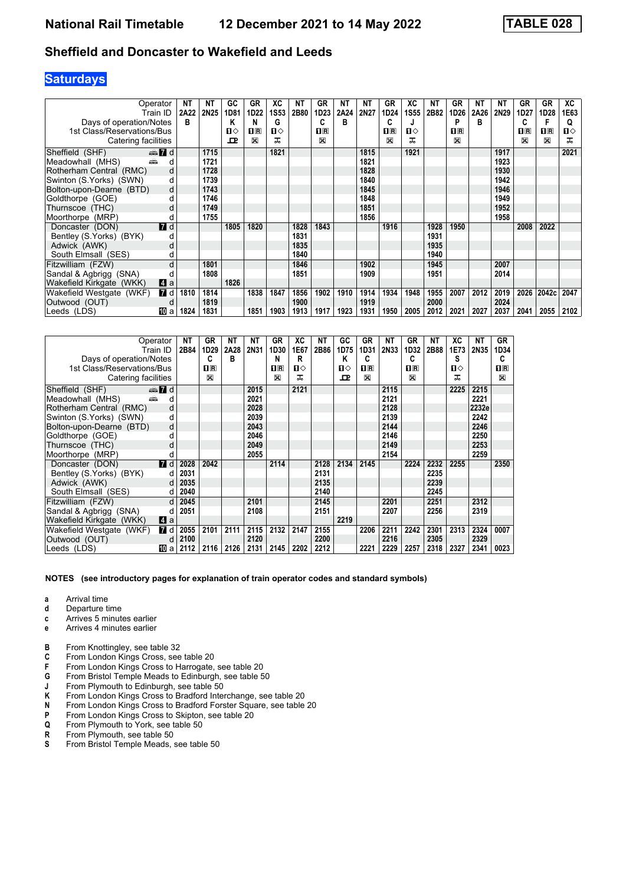# National Rail Timetable 12 December 2021 to 14 May 2022 TABLE 028

## Sheffield and Doncaster to Wakefield and Leeds

### Saturdays

| Operator | | NT | NT | GC | GR | XC | NT | GR | NT | NT | GR | XC | NT | GR | NT | NT | GR | GR | XC |
|---|---|---|---|---|---|---|---|---|---|---|---|---|---|---|---|---|---|---|---|
| Train ID | | 2A22 | 2N25 | 1D81 | 1D22 | 1S53 | 2B80 | 1D23 | 2A24 | 2N27 | 1D24 | 1S55 | 2B82 | 1D26 | 2A26 | 2N29 | 1D27 | 1D28 | 1E63 |
| Days of operation/Notes | | B | | K | N | G | | C | B | | C | J | | P | B | | C | F | Q |
| 1st Class/Reservations/Bus | | | | 1◇ | 1R | 1◇ | | 1R | | | 1R | 1◇ | | 1R | | | 1R | 1R | 1◇ |
| Catering facilities | | | | | ⊠ | | | ⊠ | | | ⊠ | | | ⊠ | | | ⊠ | ⊠ | |
| Sheffield (SHF) | 7 d | | 1715 | | | 1821 | | | | 1815 | | 1921 | | | | 1917 | | | 2021 |
| Meadowhall (MHS) | d | | 1721 | | | | | | | 1821 | | | | | | 1923 | | | |
| Rotherham Central (RMC) | d | | 1728 | | | | | | | 1828 | | | | | | 1930 | | | |
| Swinton (S.Yorks) (SWN) | d | | 1739 | | | | | | | 1840 | | | | | | 1942 | | | |
| Bolton-upon-Dearne (BTD) | d | | 1743 | | | | | | | 1845 | | | | | | 1946 | | | |
| Goldthorpe (GOE) | d | | 1746 | | | | | | | 1848 | | | | | | 1949 | | | |
| Thurnscoe (THC) | d | | 1749 | | | | | | | 1851 | | | | | | 1952 | | | |
| Moorthorpe (MRP) | d | | 1755 | | | | | | | 1856 | | | | | | 1958 | | | |
| Doncaster (DON) | 7 d | | | 1805 | 1820 | | 1828 | 1843 | | | 1916 | | 1928 | 1950 | | | 2008 | 2022 | |
| Bentley (S.Yorks) (BYK) | d | | | | | | 1831 | | | | | | 1931 | | | | | | |
| Adwick (AWK) | d | | | | | | 1835 | | | | | | 1935 | | | | | | |
| South Elmsall (SES) | d | | | | | | 1840 | | | | | | 1940 | | | | | | |
| Fitzwilliam (FZW) | d | | 1801 | | | | 1846 | | | 1902 | | | 1945 | | | 2007 | | | |
| Sandal & Agbrigg (SNA) | d | | 1808 | | | | 1851 | | | 1909 | | | 1951 | | | 2014 | | | |
| Wakefield Kirkgate (WKK) | 4 a | | | 1826 | | | | | | | | | | | | | | | |
| Wakefield Westgate (WKF) | 7 d | 1810 | 1814 | | 1838 | 1847 | 1856 | 1902 | 1910 | 1914 | 1934 | 1948 | 1955 | 2007 | 2012 | 2019 | 2026 | 2042c | 2047 |
| Outwood (OUT) | d | | 1819 | | | | 1900 | | | 1919 | | | 2000 | | | 2024 | | | |
| Leeds (LDS) | 10 a | 1824 | 1831 | | 1851 | 1903 | 1913 | 1917 | 1923 | 1931 | 1950 | 2005 | 2012 | 2021 | 2027 | 2037 | 2041 | 2055 | 2102 |

| Operator | | NT | GR | NT | NT | GR | XC | NT | GC | GR | NT | GR | NT | XC | NT | GR |
|---|---|---|---|---|---|---|---|---|---|---|---|---|---|---|---|---|
| Train ID | | 2B84 | 1D29 | 2A28 | 2N31 | 1D30 | 1E67 | 2B86 | 1D75 | 1D31 | 2N33 | 1D32 | 2B88 | 1E73 | 2N35 | 1D34 |
| Days of operation/Notes | | | C | B | | N | R | | K | C | | C | | S | | C |
| 1st Class/Reservations/Bus | | | 1R | | | 1R | 1◇ | | 1◇ | 1R | | 1R | | 1◇ | | 1R |
| Catering facilities | | | ⊠ | | | ⊠ | | | | ⊠ | | ⊠ | | | | ⊠ |
| Sheffield (SHF) | 7 d | | | | 2015 | | 2121 | | | | 2115 | | | 2225 | 2215 | |
| Meadowhall (MHS) | d | | | | 2021 | | | | | | 2121 | | | | 2221 | |
| Rotherham Central (RMC) | d | | | | 2028 | | | | | | 2128 | | | | 2232e | |
| Swinton (S.Yorks) (SWN) | d | | | | 2039 | | | | | | 2139 | | | | 2242 | |
| Bolton-upon-Dearne (BTD) | d | | | | 2043 | | | | | | 2144 | | | | 2246 | |
| Goldthorpe (GOE) | d | | | | 2046 | | | | | | 2146 | | | | 2250 | |
| Thurnscoe (THC) | d | | | | 2049 | | | | | | 2149 | | | | 2253 | |
| Moorthorpe (MRP) | d | | | | 2055 | | | | | | 2154 | | | | 2259 | |
| Doncaster (DON) | 7 d | 2028 | 2042 | | | 2114 | | 2128 | 2134 | 2145 | | 2224 | 2232 | 2255 | | 2350 |
| Bentley (S.Yorks) (BYK) | d | 2031 | | | | | | 2131 | | | | | 2235 | | | |
| Adwick (AWK) | d | 2035 | | | | | | 2135 | | | | | 2239 | | | |
| South Elmsall (SES) | d | 2040 | | | | | | 2140 | | | | | 2245 | | | |
| Fitzwilliam (FZW) | d | 2045 | | | 2101 | | | 2145 | | | 2201 | | 2251 | | 2312 | |
| Sandal & Agbrigg (SNA) | d | 2051 | | | 2108 | | | 2151 | | | 2207 | | 2256 | | 2319 | |
| Wakefield Kirkgate (WKK) | 4 a | | | | | | | | 2219 | | | | | | | |
| Wakefield Westgate (WKF) | 7 d | 2055 | 2101 | 2111 | 2115 | 2132 | 2147 | 2155 | | 2206 | 2211 | 2242 | 2301 | 2313 | 2324 | 0007 |
| Outwood (OUT) | d | 2100 | | | 2120 | | | 2200 | | | 2216 | | 2305 | | 2329 | |
| Leeds (LDS) | 10 a | 2112 | 2116 | 2126 | 2131 | 2145 | 2202 | 2212 | | 2221 | 2229 | 2257 | 2318 | 2327 | 2341 | 0023 |

**NOTES (see introductory pages for explanation of train operator codes and standard symbols)**

- **a** Arrival time
- **d** Departure time
- **c** Arrives 5 minutes earlier
- **e** Arrives 4 minutes earlier

- **B** From Knottingley, see table 32
- **C** From London Kings Cross, see table 20
- **F** From London Kings Cross to Harrogate, see table 20
- **G** From Bristol Temple Meads to Edinburgh, see table 50
- **J** From Plymouth to Edinburgh, see table 50
- **K** From London Kings Cross to Bradford Interchange, see table 20
- **N** From London Kings Cross to Bradford Forster Square, see table 20
- **P** From London Kings Cross to Skipton, see table 20
- **Q** From Plymouth to York, see table 50
- **R** From Plymouth, see table 50
- **S** From Bristol Temple Meads, see table 50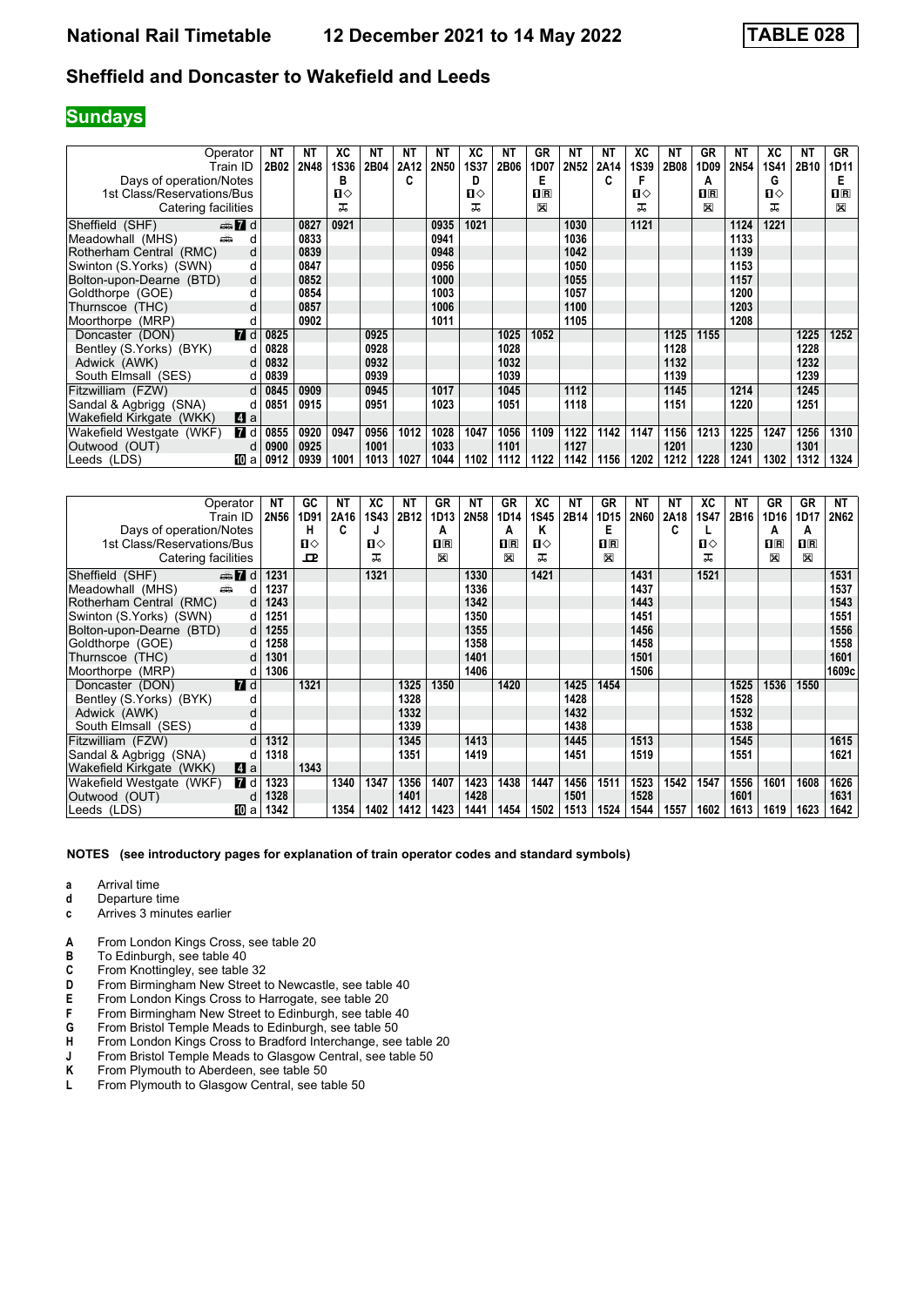# National Rail Timetable 12 December 2021 to 14 May 2022 TABLE 028

## Sheffield and Doncaster to Wakefield and Leeds

### Sundays

| Operator | | NT | NT | XC | NT | NT | NT | XC | NT | GR | NT | NT | XC | NT | GR | NT | XC | NT | GR |
|---|---|---|---|---|---|---|---|---|---|---|---|---|---|---|---|---|---|---|---|
| Train ID | | 2B02 | 2N48 | 1S36 | 2B04 | 2A12 | 2N50 | 1S37 | 2B06 | 1D07 | 2N52 | 2A14 | 1S39 | 2B08 | 1D09 | 2N54 | 1S41 | 2B10 | 1D11 |
| Days of operation/Notes | | | | B | | C | | D | | E | | C | F | | A | | G | | E |
| 1st Class/Reservations/Bus | | | | 1◇ | | | | 1◇ | | 1R | | | 1◇ | | 1R | | 1◇ | | 1R |
| Catering facilities | | | | ⚐ | | | | ⚐ | | ⊠ | | | ⚐ | | ⊠ | | ⚐ | | ⊠ |
| Sheffield (SHF) | 7 d | | 0827 | 0921 | | | 0935 | 1021 | | | 1030 | | 1121 | | | 1124 | 1221 | | |
| Meadowhall (MHS) | d | | 0833 | | | | 0941 | | | | 1036 | | | | | 1133 | | | |
| Rotherham Central (RMC) | d | | 0839 | | | | 0948 | | | | 1042 | | | | | 1139 | | | |
| Swinton (S.Yorks) (SWN) | d | | 0847 | | | | 0956 | | | | 1050 | | | | | 1153 | | | |
| Bolton-upon-Dearne (BTD) | d | | 0852 | | | | 1000 | | | | 1055 | | | | | 1157 | | | |
| Goldthorpe (GOE) | d | | 0854 | | | | 1003 | | | | 1057 | | | | | 1200 | | | |
| Thurnscoe (THC) | d | | 0857 | | | | 1006 | | | | 1100 | | | | | 1203 | | | |
| Moorthorpe (MRP) | d | | 0902 | | | | 1011 | | | | 1105 | | | | | 1208 | | | |
| Doncaster (DON) | 7 d | 0825 | | | 0925 | | | | 1025 | 1052 | | | | 1125 | 1155 | | | 1225 | 1252 |
| Bentley (S.Yorks) (BYK) | d | 0828 | | | 0928 | | | | 1028 | | | | | 1128 | | | | 1228 | |
| Adwick (AWK) | d | 0832 | | | 0932 | | | | 1032 | | | | | 1132 | | | | 1232 | |
| South Elmsall (SES) | d | 0839 | | | 0939 | | | | 1039 | | | | | 1139 | | | | 1239 | |
| Fitzwilliam (FZW) | d | 0845 | 0909 | | 0945 | | 1017 | | 1045 | | 1112 | | | 1145 | | 1214 | | 1245 | |
| Sandal & Agbrigg (SNA) | d | 0851 | 0915 | | 0951 | | 1023 | | 1051 | | 1118 | | | 1151 | | 1220 | | 1251 | |
| Wakefield Kirkgate (WKK) | 4 a | | | | | | | | | | | | | | | | | | |
| Wakefield Westgate (WKF) | 7 d | 0855 | 0920 | 0947 | 0956 | 1012 | 1028 | 1047 | 1056 | 1109 | 1122 | 1142 | 1147 | 1156 | 1213 | 1225 | 1247 | 1256 | 1310 |
| Outwood (OUT) | d | 0900 | 0925 | | 1001 | | 1033 | | 1101 | | 1127 | | | 1201 | | 1230 | | 1301 | |
| Leeds (LDS) | 10 a | 0912 | 0939 | 1001 | 1013 | 1027 | 1044 | 1102 | 1112 | 1122 | 1142 | 1156 | 1202 | 1212 | 1228 | 1241 | 1302 | 1312 | 1324 |

| Operator | | NT | GC | NT | XC | NT | GR | NT | GR | XC | NT | GR | NT | NT | XC | NT | GR | GR | NT |
|---|---|---|---|---|---|---|---|---|---|---|---|---|---|---|---|---|---|---|---|
| Train ID | | 2N56 | 1D91 | 2A16 | 1S43 | 2B12 | 1D13 | 2N58 | 1D14 | 1S45 | 2B14 | 1D15 | 2N60 | 2A18 | 1S47 | 2B16 | 1D16 | 1D17 | 2N62 |
| Days of operation/Notes | | | H | C | J | | A | | A | K | | E | | C | L | | A | A | |
| 1st Class/Reservations/Bus | | | 1◇ | | 1◇ | | 1R | | 1R | 1◇ | | 1R | | | 1◇ | | 1R | 1R | |
| Catering facilities | | | ꟾP | | ⚐ | | ⊠ | | ⊠ | ⚐ | | ⊠ | | | ⚐ | | ⊠ | ⊠ | |
| Sheffield (SHF) | 7 d | 1231 | | | 1321 | | | 1330 | | 1421 | | | 1431 | | 1521 | | | | 1531 |
| Meadowhall (MHS) | d | 1237 | | | | | | 1336 | | | | | 1437 | | | | | | 1537 |
| Rotherham Central (RMC) | d | 1243 | | | | | | 1342 | | | | | 1443 | | | | | | 1543 |
| Swinton (S.Yorks) (SWN) | d | 1251 | | | | | | 1350 | | | | | 1451 | | | | | | 1551 |
| Bolton-upon-Dearne (BTD) | d | 1255 | | | | | | 1355 | | | | | 1456 | | | | | | 1556 |
| Goldthorpe (GOE) | d | 1258 | | | | | | 1358 | | | | | 1458 | | | | | | 1558 |
| Thurnscoe (THC) | d | 1301 | | | | | | 1401 | | | | | 1501 | | | | | | 1601 |
| Moorthorpe (MRP) | d | 1306 | | | | | | 1406 | | | | | 1506 | | | | | | 1609c |
| Doncaster (DON) | 7 d | | 1321 | | | 1325 | 1350 | | 1420 | | 1425 | 1454 | | | | 1525 | 1536 | 1550 | |
| Bentley (S.Yorks) (BYK) | d | | | | | 1328 | | | | | 1428 | | | | | 1528 | | | |
| Adwick (AWK) | d | | | | | 1332 | | | | | 1432 | | | | | 1532 | | | |
| South Elmsall (SES) | d | | | | | 1339 | | | | | 1438 | | | | | 1538 | | | |
| Fitzwilliam (FZW) | d | 1312 | | | | 1345 | | 1413 | | | 1445 | | 1513 | | | 1545 | | | 1615 |
| Sandal & Agbrigg (SNA) | d | 1318 | | | | 1351 | | 1419 | | | 1451 | | 1519 | | | 1551 | | | 1621 |
| Wakefield Kirkgate (WKK) | 4 a | | 1343 | | | | | | | | | | | | | | | | |
| Wakefield Westgate (WKF) | 7 d | 1323 | | 1340 | 1347 | 1356 | 1407 | 1423 | 1438 | 1447 | 1456 | 1511 | 1523 | 1542 | 1547 | 1556 | 1601 | 1608 | 1626 |
| Outwood (OUT) | d | 1328 | | | | 1401 | | 1428 | | | 1501 | | 1528 | | | 1601 | | | 1631 |
| Leeds (LDS) | 10 a | 1342 | | 1354 | 1402 | 1412 | 1423 | 1441 | 1454 | 1502 | 1513 | 1524 | 1544 | 1557 | 1602 | 1613 | 1619 | 1623 | 1642 |

**NOTES (see introductory pages for explanation of train operator codes and standard symbols)**

- **a** Arrival time
- **d** Departure time
- **c** Arrives 3 minutes earlier

- **A** From London Kings Cross, see table 20
- **B** To Edinburgh, see table 40
- **C** From Knottingley, see table 32
- **D** From Birmingham New Street to Newcastle, see table 40
- **E** From London Kings Cross to Harrogate, see table 20
- **F** From Birmingham New Street to Edinburgh, see table 40
- **G** From Bristol Temple Meads to Edinburgh, see table 50
- **H** From London Kings Cross to Bradford Interchange, see table 20
- **J** From Bristol Temple Meads to Glasgow Central, see table 50
- **K** From Plymouth to Aberdeen, see table 50
- **L** From Plymouth to Glasgow Central, see table 50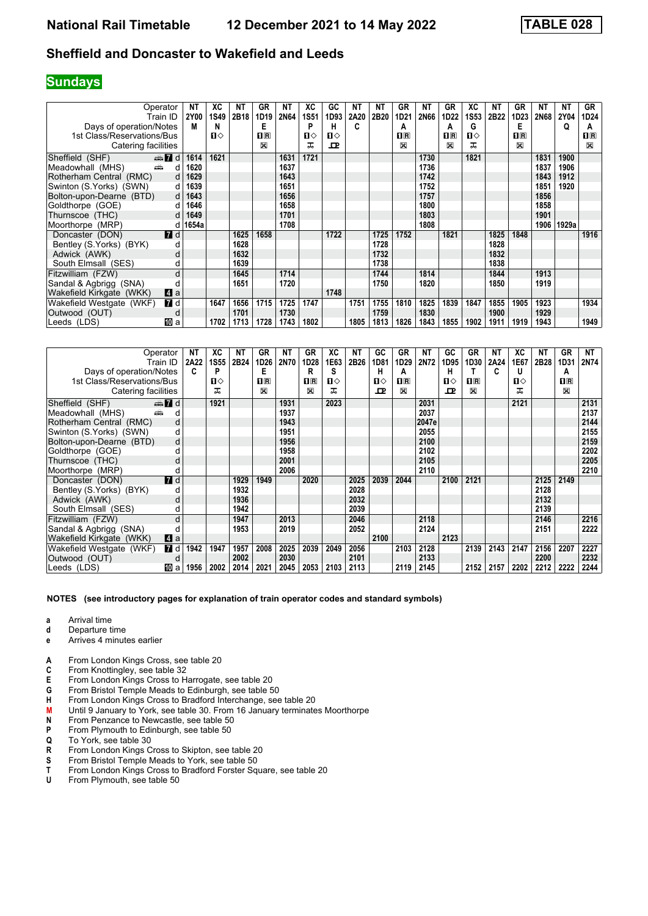# National Rail Timetable 12 December 2021 to 14 May 2022 — TABLE 028

## Sheffield and Doncaster to Wakefield and Leeds

### Sundays

| Operator | NT | XC | NT | GR | NT | XC | GC | NT | NT | GR | NT | GR | XC | NT | GR | NT | NT | GR |
|---|---|---|---|---|---|---|---|---|---|---|---|---|---|---|---|---|---|---|
| Train ID | 2Y00 | 1S49 | 2B18 | 1D19 | 2N64 | 1S51 | 1D93 | 2A20 | 2B20 | 1D21 | 2N66 | 1D22 | 1S53 | 2B22 | 1D23 | 2N68 | 2Y04 | 1D24 |
| Days of operation/Notes | M | N | | E | | P | H | C | | A | | A | G | | E | | Q | A |
| 1st Class/Reservations/Bus | | 1◇ | | 1R | | 1◇ | 1◇ | | | 1R | | 1R | 1◇ | | 1R | | | 1R |
| Catering facilities | | | | ✕ | | ⊼ | ⊒ | | | ✕ | | ✕ | ⊼ | | ✕ | | | ✕ |
| Sheffield (SHF) 7 d | 1614 | 1621 | | | 1631 | 1721 | | | | | 1730 | | 1821 | | | 1831 | 1900 | |
| Meadowhall (MHS) d | 1620 | | | | 1637 | | | | | | 1736 | | | | | 1837 | 1906 | |
| Rotherham Central (RMC) d | 1629 | | | | 1643 | | | | | | 1742 | | | | | 1843 | 1912 | |
| Swinton (S.Yorks) (SWN) d | 1639 | | | | 1651 | | | | | | 1752 | | | | | 1851 | 1920 | |
| Bolton-upon-Dearne (BTD) d | 1643 | | | | 1656 | | | | | | 1757 | | | | | 1856 | | |
| Goldthorpe (GOE) d | 1646 | | | | 1658 | | | | | | 1800 | | | | | 1858 | | |
| Thurnscoe (THC) d | 1649 | | | | 1701 | | | | | | 1803 | | | | | 1901 | | |
| Moorthorpe (MRP) d | 1654a | | | | 1708 | | | | | | 1808 | | | | | 1906 | 1929a | |
| Doncaster (DON) 7 d | | | 1625 | 1658 | | | 1722 | | 1725 | 1752 | | 1821 | | 1825 | 1848 | | | 1916 |
| Bentley (S.Yorks) (BYK) d | | | 1628 | | | | | | 1728 | | | | | 1828 | | | | |
| Adwick (AWK) d | | | 1632 | | | | | | 1732 | | | | | 1832 | | | | |
| South Elmsall (SES) d | | | 1639 | | | | | | 1738 | | | | | 1838 | | | | |
| Fitzwilliam (FZW) d | | | 1645 | | 1714 | | | | 1744 | | 1814 | | | 1844 | | 1913 | | |
| Sandal & Agbrigg (SNA) d | | | 1651 | | 1720 | | | | 1750 | | 1820 | | | 1850 | | 1919 | | |
| Wakefield Kirkgate (WKK) 4 a | | | | | | | 1748 | | | | | | | | | | | |
| Wakefield Westgate (WKF) 7 d | | 1647 | 1656 | 1715 | 1725 | 1747 | | 1751 | 1755 | 1810 | 1825 | 1839 | 1847 | 1855 | 1905 | 1923 | | 1934 |
| Outwood (OUT) d | | | 1701 | | 1730 | | | | 1759 | | 1830 | | | 1900 | | 1929 | | |
| Leeds (LDS) 10 a | | 1702 | 1713 | 1728 | 1743 | 1802 | | 1805 | 1813 | 1826 | 1843 | 1855 | 1902 | 1911 | 1919 | 1943 | | 1949 |

| Operator | NT | XC | NT | GR | NT | GR | XC | NT | GC | GR | NT | GC | GR | NT | XC | NT | GR | NT |
|---|---|---|---|---|---|---|---|---|---|---|---|---|---|---|---|---|---|---|
| Train ID | 2A22 | 1S55 | 2B24 | 1D26 | 2N70 | 1D28 | 1E63 | 2B26 | 1D81 | 1D29 | 2N72 | 1D95 | 1D30 | 2A24 | 1E67 | 2B28 | 1D31 | 2N74 |
| Days of operation/Notes | C | P | | E | | R | S | | H | A | | H | T | C | U | | A | |
| 1st Class/Reservations/Bus | | 1◇ | | 1R | | 1R | 1◇ | | 1◇ | 1R | | 1◇ | 1R | | 1◇ | | 1R | |
| Catering facilities | | ⊼ | | ✕ | | ✕ | ⊼ | | ⊒ | ✕ | | ⊒ | ✕ | | ⊼ | | ✕ | |
| Sheffield (SHF) 7 d | | 1921 | | | 1931 | | 2023 | | | | 2031 | | | | 2121 | | | 2131 |
| Meadowhall (MHS) d | | | | | 1937 | | | | | | 2037 | | | | | | | 2137 |
| Rotherham Central (RMC) d | | | | | 1943 | | | | | | 2047e | | | | | | | 2144 |
| Swinton (S.Yorks) (SWN) d | | | | | 1951 | | | | | | 2055 | | | | | | | 2155 |
| Bolton-upon-Dearne (BTD) d | | | | | 1956 | | | | | | 2100 | | | | | | | 2159 |
| Goldthorpe (GOE) d | | | | | 1958 | | | | | | 2102 | | | | | | | 2202 |
| Thurnscoe (THC) d | | | | | 2001 | | | | | | 2105 | | | | | | | 2205 |
| Moorthorpe (MRP) d | | | | | 2006 | | | | | | 2110 | | | | | | | 2210 |
| Doncaster (DON) 7 d | | | 1929 | 1949 | | 2020 | | 2025 | 2039 | 2044 | | 2100 | 2121 | | | 2125 | 2149 | |
| Bentley (S.Yorks) (BYK) d | | | 1932 | | | | | 2028 | | | | | | | | 2128 | | |
| Adwick (AWK) d | | | 1936 | | | | | 2032 | | | | | | | | 2132 | | |
| South Elmsall (SES) d | | | 1942 | | | | | 2039 | | | | | | | | 2139 | | |
| Fitzwilliam (FZW) d | | | 1947 | | 2013 | | | 2046 | | | 2118 | | | | | 2146 | | 2216 |
| Sandal & Agbrigg (SNA) d | | | 1953 | | 2019 | | | 2052 | | | 2124 | | | | | 2151 | | 2222 |
| Wakefield Kirkgate (WKK) 4 a | | | | | | | | | 2100 | | | 2123 | | | | | | |
| Wakefield Westgate (WKF) 7 d | 1942 | 1947 | 1957 | 2008 | 2025 | 2039 | 2049 | 2056 | | 2103 | 2128 | | 2139 | 2143 | 2147 | 2156 | 2207 | 2227 |
| Outwood (OUT) d | | | 2002 | | 2030 | | | 2101 | | | 2133 | | | | | 2200 | | 2232 |
| Leeds (LDS) 10 a | 1956 | 2002 | 2014 | 2021 | 2045 | 2053 | 2103 | 2113 | | 2119 | 2145 | | 2152 | 2157 | 2202 | 2212 | 2222 | 2244 |

**NOTES (see introductory pages for explanation of train operator codes and standard symbols)**

- **a** Arrival time
- **d** Departure time
- **e** Arrives 4 minutes earlier

- **A** From London Kings Cross, see table 20
- **C** From Knottingley, see table 32
- **E** From London Kings Cross to Harrogate, see table 20
- **G** From Bristol Temple Meads to Edinburgh, see table 50
- **H** From London Kings Cross to Bradford Interchange, see table 20
- **M** Until 9 January to York, see table 30. From 16 January terminates Moorthorpe
- **N** From Penzance to Newcastle, see table 50
- **P** From Plymouth to Edinburgh, see table 50
- **Q** To York, see table 30
- **R** From London Kings Cross to Skipton, see table 20
- **S** From Bristol Temple Meads to York, see table 50
- **T** From London Kings Cross to Bradford Forster Square, see table 20
- **U** From Plymouth, see table 50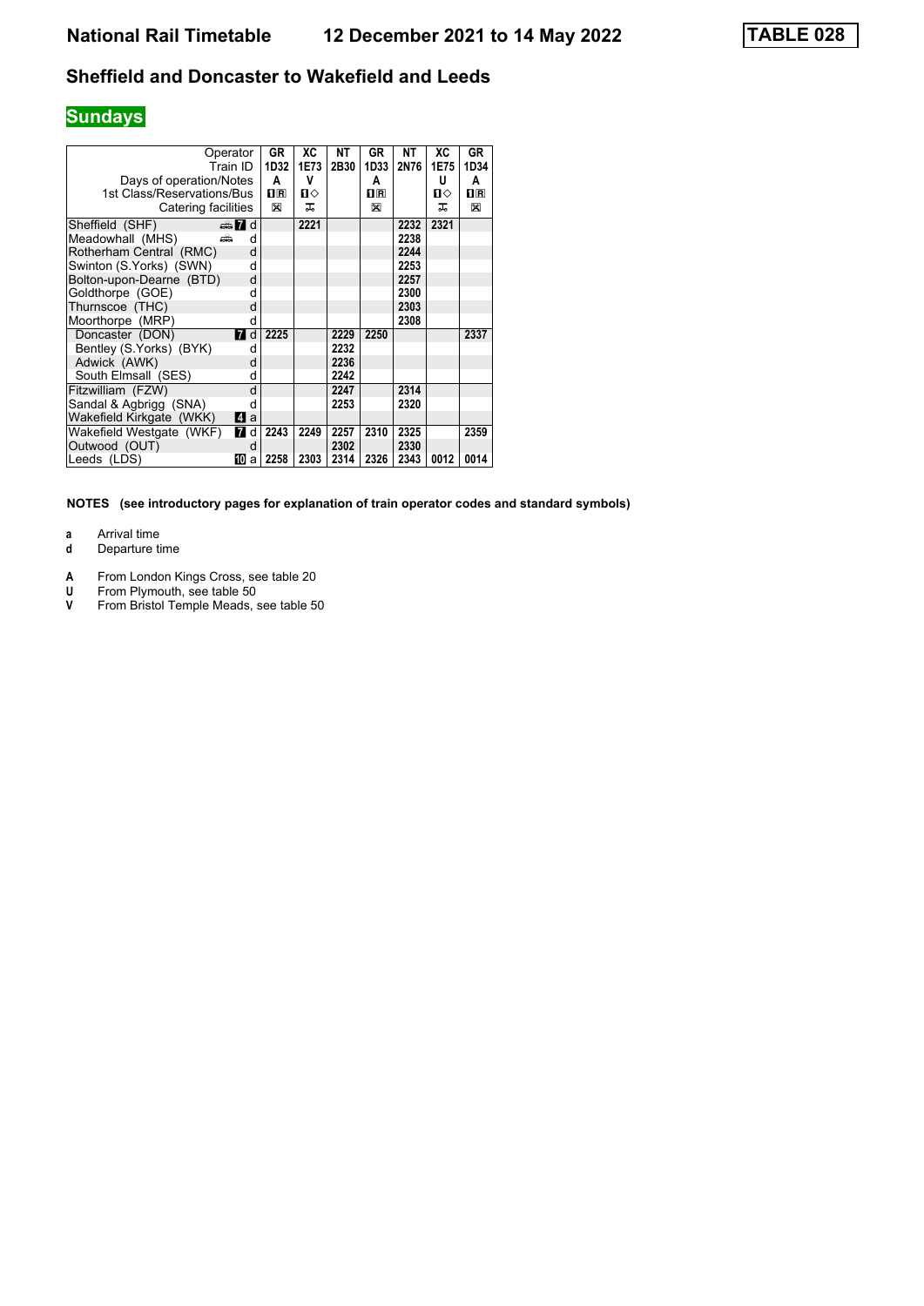# National Rail Timetable    12 December 2021 to 14 May 2022    TABLE 028

## Sheffield and Doncaster to Wakefield and Leeds

## Sundays

| Operator | | GR | XC | NT | GR | NT | XC | GR |
|---|---|---|---|---|---|---|---|---|
| Train ID | | 1D32 | 1E73 | 2B30 | 1D33 | 2N76 | 1E75 | 1D34 |
| Days of operation/Notes | | A | V | | A | | U | A |
| 1st Class/Reservations/Bus | | 1R | 1◇ | | 1R | | 1◇ | 1R |
| Catering facilities | | ☒ | ⚲ | | ☒ | | ⚲ | ☒ |
| Sheffield (SHF) | 7 d | | 2221 | | | 2232 | 2321 | |
| Meadowhall (MHS) | d | | | | | 2238 | | |
| Rotherham Central (RMC) | d | | | | | 2244 | | |
| Swinton (S.Yorks) (SWN) | d | | | | | 2253 | | |
| Bolton-upon-Dearne (BTD) | d | | | | | 2257 | | |
| Goldthorpe (GOE) | d | | | | | 2300 | | |
| Thurnscoe (THC) | d | | | | | 2303 | | |
| Moorthorpe (MRP) | d | | | | | 2308 | | |
| Doncaster (DON) | 7 d | 2225 | | 2229 | 2250 | | | 2337 |
| Bentley (S.Yorks) (BYK) | d | | | 2232 | | | | |
| Adwick (AWK) | d | | | 2236 | | | | |
| South Elmsall (SES) | d | | | 2242 | | | | |
| Fitzwilliam (FZW) | d | | | 2247 | | 2314 | | |
| Sandal & Agbrigg (SNA) | d | | | 2253 | | 2320 | | |
| Wakefield Kirkgate (WKK) | 4 a | | | | | | | |
| Wakefield Westgate (WKF) | 7 d | 2243 | 2249 | 2257 | 2310 | 2325 | | 2359 |
| Outwood (OUT) | d | | | 2302 | | 2330 | | |
| Leeds (LDS) | 10 a | 2258 | 2303 | 2314 | 2326 | 2343 | 0012 | 0014 |

**NOTES (see introductory pages for explanation of train operator codes and standard symbols)**

**a** Arrival time
**d** Departure time

**A** From London Kings Cross, see table 20
**U** From Plymouth, see table 50
**V** From Bristol Temple Meads, see table 50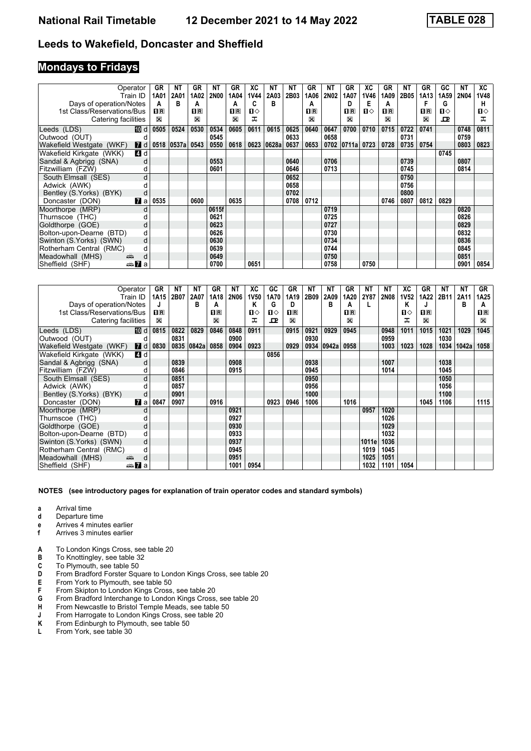# National Rail Timetable 12 December 2021 to 14 May 2022 TABLE 028

## Leeds to Wakefield, Doncaster and Sheffield

### Mondays to Fridays

| Operator | | GR | NT | GR | NT | GR | XC | NT | NT | GR | NT | GR | XC | GR | NT | GR | GC | NT | XC |
|---|---|---|---|---|---|---|---|---|---|---|---|---|---|---|---|---|---|---|---|
| Train ID | | 1A01 | 2A01 | 1A02 | 2N00 | 1A04 | 1V44 | 2A03 | 2B03 | 1A06 | 2N02 | 1A07 | 1V46 | 1A09 | 2B05 | 1A13 | 1A59 | 2N04 | 1V48 |
| Days of operation/Notes | | A | B | A | | A | C | B | | A | | D | E | A | | F | G | | H |
| 1st Class/Reservations/Bus | | 1R | | 1R | | 1R | 1◇ | | | 1R | | 1R | 1◇ | 1R | | 1R | 1◇ | | 1◇ |
| Catering facilities | | ⊠ | | ⊠ | | ⊠ | 🛒 | | | ⊠ | | ⊠ | | ⊠ | | ⊠ | ⊡ | | 🛒 |
| Leeds (LDS) | 10 d | 0505 | 0524 | 0530 | 0534 | 0605 | 0611 | 0615 | 0625 | 0640 | 0647 | 0700 | 0710 | 0715 | 0722 | 0741 | | 0748 | 0811 |
| Outwood (OUT) | d | | | | 0545 | | | | 0633 | | 0658 | | | | 0731 | | | 0759 | |
| Wakefield Westgate (WKF) | 7 d | 0518 | 0537a | 0543 | 0550 | 0618 | 0623 | 0628a | 0637 | 0653 | 0702 | 0711a | 0723 | 0728 | 0735 | 0754 | | 0803 | 0823 |
| Wakefield Kirkgate (WKK) | 4 d | | | | | | | | | | | | | | | | 0745 | | |
| Sandal & Agbrigg (SNA) | d | | | | 0553 | | | | 0640 | | 0706 | | | | 0739 | | | 0807 | |
| Fitzwilliam (FZW) | d | | | | 0601 | | | | 0646 | | 0713 | | | | 0745 | | | 0814 | |
| South Elmsall (SES) | d | | | | | | | | 0652 | | | | | | 0750 | | | | |
| Adwick (AWK) | d | | | | | | | | 0658 | | | | | | 0756 | | | | |
| Bentley (S.Yorks) (BYK) | d | | | | | | | | 0702 | | | | | | 0800 | | | | |
| Doncaster (DON) | 7 a | 0535 | | 0600 | | 0635 | | | 0708 | 0712 | | | | 0746 | 0807 | 0812 | 0829 | | |
| Moorthorpe (MRP) | d | | | | 0615f | | | | | | 0719 | | | | | | | 0820 | |
| Thurnscoe (THC) | d | | | | 0621 | | | | | | 0725 | | | | | | | 0826 | |
| Goldthorpe (GOE) | d | | | | 0623 | | | | | | 0727 | | | | | | | 0829 | |
| Bolton-upon-Dearne (BTD) | d | | | | 0626 | | | | | | 0730 | | | | | | | 0832 | |
| Swinton (S.Yorks) (SWN) | d | | | | 0630 | | | | | | 0734 | | | | | | | 0836 | |
| Rotherham Central (RMC) | d | | | | 0639 | | | | | | 0744 | | | | | | | 0845 | |
| Meadowhall (MHS) | 🚌 d | | | | 0649 | | | | | | 0750 | | | | | | | 0851 | |
| Sheffield (SHF) | 🚌 7 a | | | | 0700 | | 0651 | | | | 0758 | | 0750 | | | | | 0901 | 0854 |

| Operator | | GR | NT | NT | GR | NT | XC | GC | GR | NT | NT | GR | NT | NT | XC | GR | NT | NT | GR |
|---|---|---|---|---|---|---|---|---|---|---|---|---|---|---|---|---|---|---|---|
| Train ID | | 1A15 | 2B07 | 2A07 | 1A18 | 2N06 | 1V50 | 1A70 | 1A19 | 2B09 | 2A09 | 1A20 | 2Y87 | 2N08 | 1V52 | 1A22 | 2B11 | 2A11 | 1A25 |
| Days of operation/Notes | | J | | B | A | | K | G | D | | B | A | L | | K | J | | B | A |
| 1st Class/Reservations/Bus | | 1R | | | 1R | | 1◇ | 1◇ | 1R | | | 1R | | | 1◇ | 1R | | | 1R |
| Catering facilities | | ⊠ | | | ⊠ | | 🛒 | ⊡ | ⊠ | | | ⊠ | | | 🛒 | ⊠ | | | ⊠ |
| Leeds (LDS) | 10 d | 0815 | 0822 | 0829 | 0846 | 0848 | 0911 | | 0915 | 0921 | 0929 | 0945 | | 0948 | 1011 | 1015 | 1021 | 1029 | 1045 |
| Outwood (OUT) | d | | 0831 | | | 0900 | | | | 0930 | | | | 0959 | | | 1030 | | |
| Wakefield Westgate (WKF) | 7 d | 0830 | 0835 | 0842a | 0858 | 0904 | 0923 | | 0929 | 0934 | 0942a | 0958 | | 1003 | 1023 | 1028 | 1034 | 1042a | 1058 |
| Wakefield Kirkgate (WKK) | 4 d | | | | | | | 0856 | | | | | | | | | | | |
| Sandal & Agbrigg (SNA) | d | | 0839 | | | 0908 | | | | 0938 | | | | 1007 | | | 1038 | | |
| Fitzwilliam (FZW) | d | | 0846 | | | 0915 | | | | 0945 | | | | 1014 | | | 1045 | | |
| South Elmsall (SES) | d | | 0851 | | | | | | | 0950 | | | | | | | 1050 | | |
| Adwick (AWK) | d | | 0857 | | | | | | | 0956 | | | | | | | 1056 | | |
| Bentley (S.Yorks) (BYK) | d | | 0901 | | | | | | | 1000 | | | | | | | 1100 | | |
| Doncaster (DON) | 7 a | 0847 | 0907 | | 0916 | | | 0923 | 0946 | 1006 | | 1016 | | | | 1045 | 1106 | | 1115 |
| Moorthorpe (MRP) | d | | | | | 0921 | | | | | | | 0957 | 1020 | | | | | |
| Thurnscoe (THC) | d | | | | | 0927 | | | | | | | | 1026 | | | | | |
| Goldthorpe (GOE) | d | | | | | 0930 | | | | | | | | 1029 | | | | | |
| Bolton-upon-Dearne (BTD) | d | | | | | 0933 | | | | | | | | 1032 | | | | | |
| Swinton (S.Yorks) (SWN) | d | | | | | 0937 | | | | | | | 1011e | 1036 | | | | | |
| Rotherham Central (RMC) | d | | | | | 0945 | | | | | | | 1019 | 1045 | | | | | |
| Meadowhall (MHS) | 🚌 d | | | | | 0951 | | | | | | | 1025 | 1051 | | | | | |
| Sheffield (SHF) | 🚌 7 a | | | | | 1001 | 0954 | | | | | | 1032 | 1101 | 1054 | | | | |

**NOTES (see introductory pages for explanation of train operator codes and standard symbols)**

- **a** Arrival time
- **d** Departure time
- **e** Arrives 4 minutes earlier
- **f** Arrives 3 minutes earlier

- **A** To London Kings Cross, see table 20
- **B** To Knottingley, see table 32
- **C** To Plymouth, see table 50
- **D** From Bradford Forster Square to London Kings Cross, see table 20
- **E** From York to Plymouth, see table 50
- **F** From Skipton to London Kings Cross, see table 20
- **G** From Bradford Interchange to London Kings Cross, see table 20
- **H** From Newcastle to Bristol Temple Meads, see table 50
- **J** From Harrogate to London Kings Cross, see table 20
- **K** From Edinburgh to Plymouth, see table 50
- **L** From York, see table 30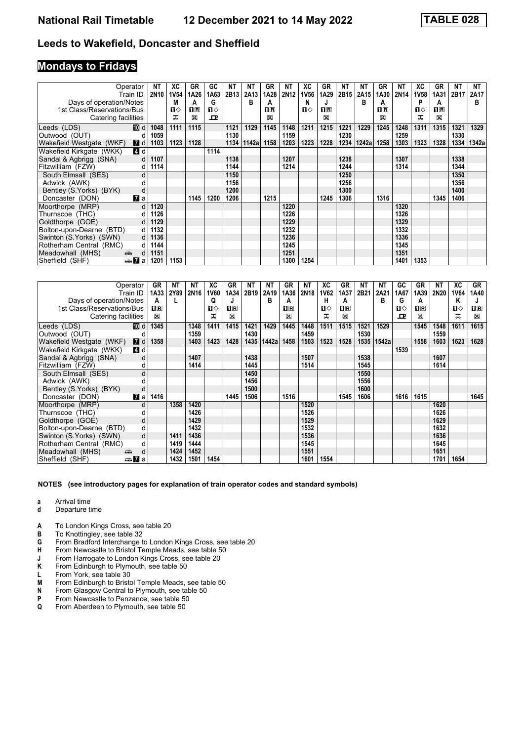# Leeds to Wakefield, Doncaster and Sheffield

## Mondays to Fridays

| Operator | | NT | XC | GR | GC | NT | NT | GR | NT | XC | GR | NT | NT | GR | NT | XC | GR | NT | NT |
|---|---|---|---|---|---|---|---|---|---|---|---|---|---|---|---|---|---|---|---|
| Train ID | | 2N10 | 1V54 | 1A26 | 1A63 | 2B13 | 2A13 | 1A28 | 2N12 | 1V56 | 1A29 | 2B15 | 2A15 | 1A30 | 2N14 | 1V58 | 1A31 | 2B17 | 2A17 |
| Days of operation/Notes | | | M | A | G | | B | A | | N | J | | B | A | | P | A | | B |
| 1st Class/Reservations/Bus | | | 1◇ | 1R | 1◇ | | | 1R | | 1◇ | 1R | | | 1R | | 1◇ | 1R | | |
| Catering facilities | | | ᅚ | ⊠ | ᗜ | | | ⊠ | | | ⊠ | | | ⊠ | | ᅚ | ⊠ | | |
| Leeds (LDS) | 10 d | 1048 | 1111 | 1115 | | 1121 | 1129 | 1145 | 1148 | 1211 | 1215 | 1221 | 1229 | 1245 | 1248 | 1311 | 1315 | 1321 | 1329 |
| Outwood (OUT) | d | 1059 | | | | 1130 | | | 1159 | | | 1230 | | | 1259 | | | 1330 | |
| Wakefield Westgate (WKF) | 7 d | 1103 | 1123 | 1128 | | 1134 | 1142a | 1158 | 1203 | 1223 | 1228 | 1234 | 1242a | 1258 | 1303 | 1323 | 1328 | 1334 | 1342a |
| Wakefield Kirkgate (WKK) | 4 d | | | | 1114 | | | | | | | | | | | | | | |
| Sandal & Agbrigg (SNA) | d | 1107 | | | | 1138 | | | 1207 | | | 1238 | | | 1307 | | | 1338 | |
| Fitzwilliam (FZW) | d | 1114 | | | | 1144 | | | 1214 | | | 1244 | | | 1314 | | | 1344 | |
| South Elmsall (SES) | d | | | | | 1150 | | | | | | 1250 | | | | | | 1350 | |
| Adwick (AWK) | d | | | | | 1156 | | | | | | 1256 | | | | | | 1356 | |
| Bentley (S.Yorks) (BYK) | d | | | | | 1200 | | | | | | 1300 | | | | | | 1400 | |
| Doncaster (DON) | 7 a | | | 1145 | 1200 | 1206 | | 1215 | | | 1245 | 1306 | | 1316 | | | 1345 | 1406 | |
| Moorthorpe (MRP) | d | 1120 | | | | | | | 1220 | | | | | | 1320 | | | | |
| Thurnscoe (THC) | d | 1126 | | | | | | | 1226 | | | | | | 1326 | | | | |
| Goldthorpe (GOE) | d | 1129 | | | | | | | 1229 | | | | | | 1329 | | | | |
| Bolton-upon-Dearne (BTD) | d | 1132 | | | | | | | 1232 | | | | | | 1332 | | | | |
| Swinton (S.Yorks) (SWN) | d | 1136 | | | | | | | 1236 | | | | | | 1336 | | | | |
| Rotherham Central (RMC) | d | 1144 | | | | | | | 1245 | | | | | | 1345 | | | | |
| Meadowhall (MHS) | 🚌 d | 1151 | | | | | | | 1251 | | | | | | 1351 | | | | |
| Sheffield (SHF) | 🚌 7 a | 1201 | 1153 | | | | | | 1300 | 1254 | | | | | 1401 | 1353 | | | |

| Operator | | GR | NT | NT | XC | GR | NT | NT | GR | NT | XC | GR | NT | NT | GC | GR | NT | XC | GR |
|---|---|---|---|---|---|---|---|---|---|---|---|---|---|---|---|---|---|---|---|
| Train ID | | 1A33 | 2Y89 | 2N16 | 1V60 | 1A34 | 2B19 | 2A19 | 1A36 | 2N18 | 1V62 | 1A37 | 2B21 | 2A21 | 1A67 | 1A39 | 2N20 | 1V64 | 1A40 |
| Days of operation/Notes | | A | L | | Q | J | | B | A | | H | A | | B | G | A | | K | J |
| 1st Class/Reservations/Bus | | 1R | | | 1◇ | 1R | | | 1R | | 1◇ | 1R | | | 1◇ | 1R | | 1◇ | 1R |
| Catering facilities | | ⊠ | | | ᅚ | ⊠ | | | ⊠ | | ᅚ | ⊠ | | | ᗜ | ⊠ | | ᅚ | ⊠ |
| Leeds (LDS) | 10 d | 1345 | | 1348 | 1411 | 1415 | 1421 | 1429 | 1445 | 1448 | 1511 | 1515 | 1521 | 1529 | | 1545 | 1548 | 1611 | 1615 |
| Outwood (OUT) | d | | | 1359 | | | 1430 | | | 1459 | | | 1530 | | | | 1559 | | |
| Wakefield Westgate (WKF) | 7 d | 1358 | | 1403 | 1423 | 1428 | 1435 | 1442a | 1458 | 1503 | 1523 | 1528 | 1535 | 1542a | | 1558 | 1603 | 1623 | 1628 |
| Wakefield Kirkgate (WKK) | 4 d | | | | | | | | | | | | | | 1539 | | | | |
| Sandal & Agbrigg (SNA) | d | | | 1407 | | | 1438 | | | 1507 | | | 1538 | | | | 1607 | | |
| Fitzwilliam (FZW) | d | | | 1414 | | | 1445 | | | 1514 | | | 1545 | | | | 1614 | | |
| South Elmsall (SES) | d | | | | | | 1450 | | | | | | 1550 | | | | | | |
| Adwick (AWK) | d | | | | | | 1456 | | | | | | 1556 | | | | | | |
| Bentley (S.Yorks) (BYK) | d | | | | | | 1500 | | | | | | 1600 | | | | | | |
| Doncaster (DON) | 7 a | 1416 | | | | 1445 | 1506 | | 1516 | | | 1545 | 1606 | | 1616 | 1615 | | | 1645 |
| Moorthorpe (MRP) | d | | 1358 | 1420 | | | | | | 1520 | | | | | | | 1620 | | |
| Thurnscoe (THC) | d | | | 1426 | | | | | | 1526 | | | | | | | 1626 | | |
| Goldthorpe (GOE) | d | | | 1429 | | | | | | 1529 | | | | | | | 1629 | | |
| Bolton-upon-Dearne (BTD) | d | | | 1432 | | | | | | 1532 | | | | | | | 1632 | | |
| Swinton (S.Yorks) (SWN) | d | | 1411 | 1436 | | | | | | 1536 | | | | | | | 1636 | | |
| Rotherham Central (RMC) | d | | 1419 | 1444 | | | | | | 1545 | | | | | | | 1645 | | |
| Meadowhall (MHS) | 🚌 d | | 1424 | 1452 | | | | | | 1551 | | | | | | | 1651 | | |
| Sheffield (SHF) | 🚌 7 a | | 1432 | 1501 | 1454 | | | | | 1601 | 1554 | | | | | | 1701 | 1654 | |

**NOTES (see introductory pages for explanation of train operator codes and standard symbols)**

- **a** Arrival time
- **d** Departure time

- **A** To London Kings Cross, see table 20
- **B** To Knottingley, see table 32
- **G** From Bradford Interchange to London Kings Cross, see table 20
- **H** From Newcastle to Bristol Temple Meads, see table 50
- **J** From Harrogate to London Kings Cross, see table 20
- **K** From Edinburgh to Plymouth, see table 50
- **L** From York, see table 30
- **M** From Edinburgh to Bristol Temple Meads, see table 50
- **N** From Glasgow Central to Plymouth, see table 50
- **P** From Newcastle to Penzance, see table 50
- **Q** From Aberdeen to Plymouth, see table 50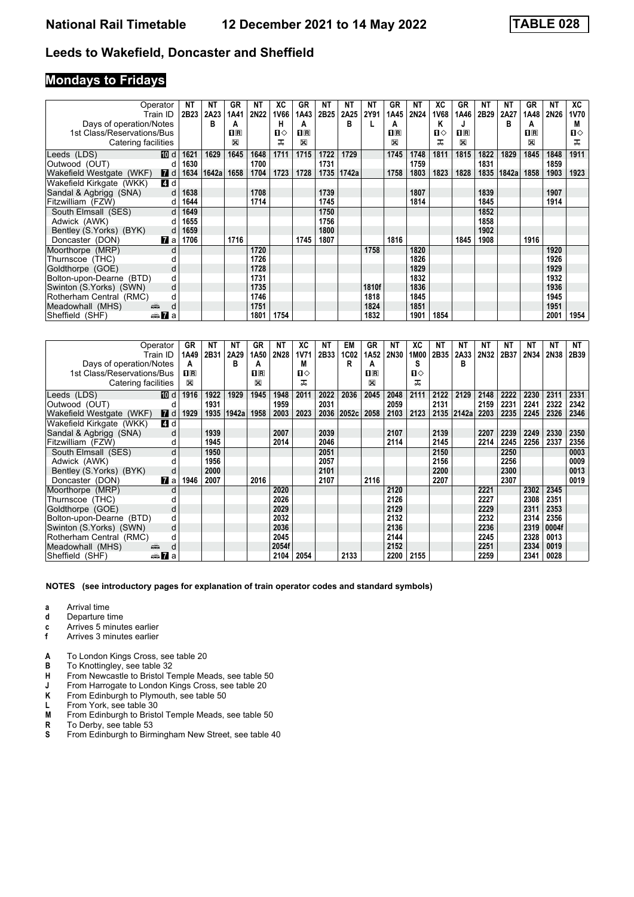# National Rail Timetable 12 December 2021 to 14 May 2022 TABLE 028

## Leeds to Wakefield, Doncaster and Sheffield

### Mondays to Fridays

| Operator | | NT | NT | GR | NT | XC | GR | NT | NT | NT | GR | NT | XC | GR | NT | NT | GR | NT | XC |
|---|---|---|---|---|---|---|---|---|---|---|---|---|---|---|---|---|---|---|---|
| Train ID | | 2B23 | 2A23 | 1A41 | 2N22 | 1V66 | 1A43 | 2B25 | 2A25 | 2Y91 | 1A45 | 2N24 | 1V68 | 1A46 | 2B29 | 2A27 | 1A48 | 2N26 | 1V70 |
| Days of operation/Notes | | | B | A | | H | A | | B | L | A | | K | J | | B | A | | M |
| 1st Class/Reservations/Bus | | | | 1R | | 1◇ | 1R | | | | 1R | | 1◇ | 1R | | | 1R | | 1◇ |
| Catering facilities | | | | ☒ | | ⚌ | ☒ | | | | ☒ | | ⚌ | ☒ | | | ☒ | | ⚌ |
| Leeds (LDS) | 10 d | 1621 | 1629 | 1645 | 1648 | 1711 | 1715 | 1722 | 1729 | | 1745 | 1748 | 1811 | 1815 | 1822 | 1829 | 1845 | 1848 | 1911 |
| Outwood (OUT) | d | 1630 | | | 1700 | | | 1731 | | | | 1759 | | | 1831 | | | 1859 | |
| Wakefield Westgate (WKF) | 7 d | 1634 | 1642a | 1658 | 1704 | 1723 | 1728 | 1735 | 1742a | | 1758 | 1803 | 1823 | 1828 | 1835 | 1842a | 1858 | 1903 | 1923 |
| Wakefield Kirkgate (WKK) | 4 d | | | | | | | | | | | | | | | | | | |
| Sandal & Agbrigg (SNA) | d | 1638 | | | 1708 | | | 1739 | | | | 1807 | | | 1839 | | | 1907 | |
| Fitzwilliam (FZW) | d | 1644 | | | 1714 | | | 1745 | | | | 1814 | | | 1845 | | | 1914 | |
| South Elmsall (SES) | d | 1649 | | | | | | 1750 | | | | | | | 1852 | | | | |
| Adwick (AWK) | d | 1655 | | | | | | 1756 | | | | | | | 1858 | | | | |
| Bentley (S.Yorks) (BYK) | d | 1659 | | | | | | 1800 | | | | | | | 1902 | | | | |
| Doncaster (DON) | 7 a | 1706 | | 1716 | | | 1745 | 1807 | | | 1816 | | | 1845 | 1908 | | 1916 | | |
| Moorthorpe (MRP) | d | | | | 1720 | | | | | 1758 | | 1820 | | | | | | 1920 | |
| Thurnscoe (THC) | d | | | | 1726 | | | | | | | 1826 | | | | | | 1926 | |
| Goldthorpe (GOE) | d | | | | 1728 | | | | | | | 1829 | | | | | | 1929 | |
| Bolton-upon-Dearne (BTD) | d | | | | 1731 | | | | | | | 1832 | | | | | | 1932 | |
| Swinton (S.Yorks) (SWN) | d | | | | 1735 | | | | | 1810f | | 1836 | | | | | | 1936 | |
| Rotherham Central (RMC) | d | | | | 1746 | | | | | 1818 | | 1845 | | | | | | 1945 | |
| Meadowhall (MHS) | 🚋 d | | | | 1751 | | | | | 1824 | | 1851 | | | | | | 1951 | |
| Sheffield (SHF) | 🚋 7 a | | | | 1801 | 1754 | | | | 1832 | | 1901 | 1854 | | | | | 2001 | 1954 |

| Operator | | GR | NT | NT | GR | NT | XC | NT | EM | GR | NT | XC | NT | NT | NT | NT | NT | NT | NT |
|---|---|---|---|---|---|---|---|---|---|---|---|---|---|---|---|---|---|---|---|
| Train ID | | 1A49 | 2B31 | 2A29 | 1A50 | 2N28 | 1V71 | 2B33 | 1C02 | 1A52 | 2N30 | 1M00 | 2B35 | 2A33 | 2N32 | 2B37 | 2N34 | 2N38 | 2B39 |
| Days of operation/Notes | | A | | B | A | | M | | R | A | | S | | B | | | | | |
| 1st Class/Reservations/Bus | | 1R | | | 1R | | 1◇ | | | 1R | | 1◇ | | | | | | | |
| Catering facilities | | ☒ | | | ☒ | | ⚌ | | | ☒ | | ⚌ | | | | | | | |
| Leeds (LDS) | 10 d | 1916 | 1922 | 1929 | 1945 | 1948 | 2011 | 2022 | 2036 | 2045 | 2048 | 2111 | 2122 | 2129 | 2148 | 2222 | 2230 | 2311 | 2331 |
| Outwood (OUT) | d | | 1931 | | | 1959 | | 2031 | | | 2059 | | 2131 | | 2159 | 2231 | 2241 | 2322 | 2342 |
| Wakefield Westgate (WKF) | 7 d | 1929 | 1935 | 1942a | 1958 | 2003 | 2023 | 2036 | 2052c | 2058 | 2103 | 2123 | 2135 | 2142a | 2203 | 2235 | 2245 | 2326 | 2346 |
| Wakefield Kirkgate (WKK) | 4 d | | | | | | | | | | | | | | | | | | |
| Sandal & Agbrigg (SNA) | d | | 1939 | | | 2007 | | 2039 | | | 2107 | | 2139 | | 2207 | 2239 | 2249 | 2330 | 2350 |
| Fitzwilliam (FZW) | d | | 1945 | | | 2014 | | 2046 | | | 2114 | | 2145 | | 2214 | 2245 | 2256 | 2337 | 2356 |
| South Elmsall (SES) | d | | 1950 | | | | | 2051 | | | | | 2150 | | | 2250 | | | 0003 |
| Adwick (AWK) | d | | 1956 | | | | | 2057 | | | | | 2156 | | | 2256 | | | 0009 |
| Bentley (S.Yorks) (BYK) | d | | 2000 | | | | | 2101 | | | | | 2200 | | | 2300 | | | 0013 |
| Doncaster (DON) | 7 a | 1946 | 2007 | | 2016 | | | 2107 | | 2116 | | | 2207 | | | 2307 | | | 0019 |
| Moorthorpe (MRP) | d | | | | | 2020 | | | | | 2120 | | | | 2221 | | 2302 | 2345 | |
| Thurnscoe (THC) | d | | | | | 2026 | | | | | 2126 | | | | 2227 | | 2308 | 2351 | |
| Goldthorpe (GOE) | d | | | | | 2029 | | | | | 2129 | | | | 2229 | | 2311 | 2353 | |
| Bolton-upon-Dearne (BTD) | d | | | | | 2032 | | | | | 2132 | | | | 2232 | | 2314 | 2356 | |
| Swinton (S.Yorks) (SWN) | d | | | | | 2036 | | | | | 2136 | | | | 2236 | | 2319 | 0004f | |
| Rotherham Central (RMC) | d | | | | | 2045 | | | | | 2144 | | | | 2245 | | 2328 | 0013 | |
| Meadowhall (MHS) | 🚋 d | | | | | 2054f | | | | | 2152 | | | | 2251 | | 2334 | 0019 | |
| Sheffield (SHF) | 🚋 7 a | | | | | 2104 | 2054 | | 2133 | | 2200 | 2155 | | | 2259 | | 2341 | 0028 | |

**NOTES (see introductory pages for explanation of train operator codes and standard symbols)**

- **a** Arrival time
- **d** Departure time
- **c** Arrives 5 minutes earlier
- **f** Arrives 3 minutes earlier

- **A** To London Kings Cross, see table 20
- **B** To Knottingley, see table 32
- **H** From Newcastle to Bristol Temple Meads, see table 50
- **J** From Harrogate to London Kings Cross, see table 20
- **K** From Edinburgh to Plymouth, see table 50
- **L** From York, see table 30
- **M** From Edinburgh to Bristol Temple Meads, see table 50
- **R** To Derby, see table 53
- **S** From Edinburgh to Birmingham New Street, see table 40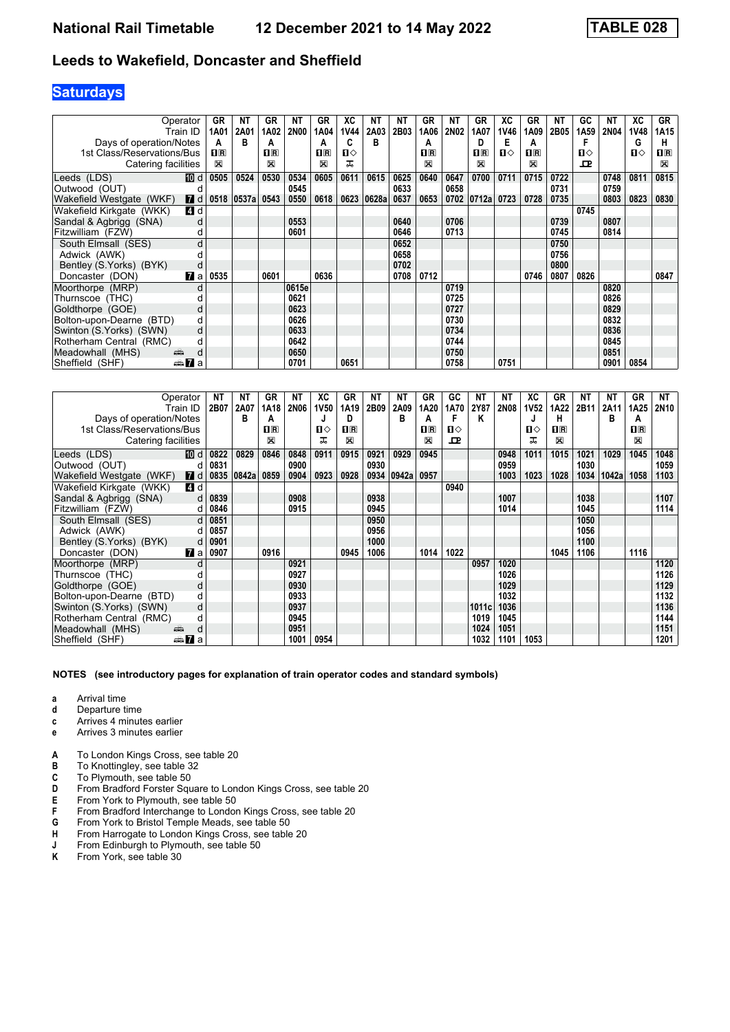# National Rail Timetable — 12 December 2021 to 14 May 2022 — TABLE 028

## Leeds to Wakefield, Doncaster and Sheffield

**Saturdays**

| Operator | | GR | NT | GR | NT | GR | XC | NT | NT | GR | NT | GR | XC | GR | NT | GC | NT | XC | GR |
|---|---|---|---|---|---|---|---|---|---|---|---|---|---|---|---|---|---|---|---|
| Train ID | | 1A01 | 2A01 | 1A02 | 2N00 | 1A04 | 1V44 | 2A03 | 2B03 | 1A06 | 2N02 | 1A07 | 1V46 | 1A09 | 2B05 | 1A59 | 2N04 | 1V48 | 1A15 |
| Days of operation/Notes | | A | B | A | | A | C | B | | A | | D | E | A | | F | | G | H |
| 1st Class/Reservations/Bus | | 1R | | 1R | | 1R | 1◇ | | | 1R | | 1R | 1◇ | 1R | | 1◇ | | 1◇ | 1R |
| Catering facilities | | ✕ | | ✕ | | ✕ | ⚲ | | | ✕ | | ✕ | | ✕ | | ⚲ | | | ✕ |
| Leeds (LDS) | 10 d | 0505 | 0524 | 0530 | 0534 | 0605 | 0611 | 0615 | 0625 | 0640 | 0647 | 0700 | 0711 | 0715 | 0722 | | 0748 | 0811 | 0815 |
| Outwood (OUT) | d | | | | 0545 | | | | 0633 | | 0658 | | | | 0731 | | 0759 | | |
| Wakefield Westgate (WKF) | 7 d | 0518 | 0537a | 0543 | 0550 | 0618 | 0623 | 0628a | 0637 | 0653 | 0702 | 0712a | 0723 | 0728 | 0735 | | 0803 | 0823 | 0830 |
| Wakefield Kirkgate (WKK) | 4 d | | | | | | | | | | | | | | | 0745 | | | |
| Sandal & Agbrigg (SNA) | d | | | | 0553 | | | | 0640 | | 0706 | | | | 0739 | | 0807 | | |
| Fitzwilliam (FZW) | d | | | | 0601 | | | | 0646 | | 0713 | | | | 0745 | | 0814 | | |
| South Elmsall (SES) | d | | | | | | | | 0652 | | | | | | 0750 | | | | |
| Adwick (AWK) | d | | | | | | | | 0658 | | | | | | 0756 | | | | |
| Bentley (S.Yorks) (BYK) | d | | | | | | | | 0702 | | | | | | 0800 | | | | |
| Doncaster (DON) | 7 a | 0535 | | 0601 | | 0636 | | | 0708 | 0712 | | | | 0746 | 0807 | 0826 | | | 0847 |
| Moorthorpe (MRP) | d | | | | 0615e | | | | | | 0719 | | | | | | 0820 | | |
| Thurnscoe (THC) | d | | | | 0621 | | | | | | 0725 | | | | | | 0826 | | |
| Goldthorpe (GOE) | d | | | | 0623 | | | | | | 0727 | | | | | | 0829 | | |
| Bolton-upon-Dearne (BTD) | d | | | | 0626 | | | | | | 0730 | | | | | | 0832 | | |
| Swinton (S.Yorks) (SWN) | d | | | | 0633 | | | | | | 0734 | | | | | | 0836 | | |
| Rotherham Central (RMC) | d | | | | 0642 | | | | | | 0744 | | | | | | 0845 | | |
| Meadowhall (MHS) | d | | | | 0650 | | | | | | 0750 | | | | | | 0851 | | |
| Sheffield (SHF) | 7 a | | | | 0701 | | 0651 | | | | 0758 | | 0751 | | | | 0901 | 0854 | |

| Operator | | NT | NT | GR | NT | XC | GR | NT | NT | GR | GC | NT | NT | XC | GR | NT | NT | GR | NT |
|---|---|---|---|---|---|---|---|---|---|---|---|---|---|---|---|---|---|---|---|
| Train ID | | 2B07 | 2A07 | 1A18 | 2N06 | 1V50 | 1A19 | 2B09 | 2A09 | 1A20 | 1A70 | 2Y87 | 2N08 | 1V52 | 1A22 | 2B11 | 2A11 | 1A25 | 2N10 |
| Days of operation/Notes | | | B | A | | J | D | | B | A | F | K | | J | H | | B | A | |
| 1st Class/Reservations/Bus | | | | 1R | | 1◇ | 1R | | | 1R | 1◇ | | | 1◇ | 1R | | | 1R | |
| Catering facilities | | | | ✕ | | ⚲ | ✕ | | | ✕ | ⚲ | | | ⚲ | ✕ | | | ✕ | |
| Leeds (LDS) | 10 d | 0822 | 0829 | 0846 | 0848 | 0911 | 0915 | 0921 | 0929 | 0945 | | | 0948 | 1011 | 1015 | 1021 | 1029 | 1045 | 1048 |
| Outwood (OUT) | d | 0831 | | | 0900 | | | 0930 | | | | | 0959 | | | 1030 | | | 1059 |
| Wakefield Westgate (WKF) | 7 d | 0835 | 0842a | 0859 | 0904 | 0923 | 0928 | 0934 | 0942a | 0957 | | | 1003 | 1023 | 1028 | 1034 | 1042a | 1058 | 1103 |
| Wakefield Kirkgate (WKK) | 4 d | | | | | | | | | | 0940 | | | | | | | | |
| Sandal & Agbrigg (SNA) | d | 0839 | | | 0908 | | | 0938 | | | | | 1007 | | | 1038 | | | 1107 |
| Fitzwilliam (FZW) | d | 0846 | | | 0915 | | | 0945 | | | | | 1014 | | | 1045 | | | 1114 |
| South Elmsall (SES) | d | 0851 | | | | | | 0950 | | | | | | | | 1050 | | | |
| Adwick (AWK) | d | 0857 | | | | | | 0956 | | | | | | | | 1056 | | | |
| Bentley (S.Yorks) (BYK) | d | 0901 | | | | | | 1000 | | | | | | | | 1100 | | | |
| Doncaster (DON) | 7 a | 0907 | | 0916 | | | 0945 | 1006 | | 1014 | 1022 | | | | 1045 | 1106 | | 1116 | |
| Moorthorpe (MRP) | d | | | | 0921 | | | | | | | 0957 | 1020 | | | | | | 1120 |
| Thurnscoe (THC) | d | | | | 0927 | | | | | | | | 1026 | | | | | | 1126 |
| Goldthorpe (GOE) | d | | | | 0930 | | | | | | | | 1029 | | | | | | 1129 |
| Bolton-upon-Dearne (BTD) | d | | | | 0933 | | | | | | | | 1032 | | | | | | 1132 |
| Swinton (S.Yorks) (SWN) | d | | | | 0937 | | | | | | | 1011c | 1036 | | | | | | 1136 |
| Rotherham Central (RMC) | d | | | | 0945 | | | | | | | 1019 | 1045 | | | | | | 1144 |
| Meadowhall (MHS) | d | | | | 0951 | | | | | | | 1024 | 1051 | | | | | | 1151 |
| Sheffield (SHF) | 7 a | | | | 1001 | 0954 | | | | | | 1032 | 1101 | 1053 | | | | | 1201 |

**NOTES (see introductory pages for explanation of train operator codes and standard symbols)**

- **a** Arrival time
- **d** Departure time
- **c** Arrives 4 minutes earlier
- **e** Arrives 3 minutes earlier

- **A** To London Kings Cross, see table 20
- **B** To Knottingley, see table 32
- **C** To Plymouth, see table 50
- **D** From Bradford Forster Square to London Kings Cross, see table 20
- **E** From York to Plymouth, see table 50
- **F** From Bradford Interchange to London Kings Cross, see table 20
- **G** From York to Bristol Temple Meads, see table 50
- **H** From Harrogate to London Kings Cross, see table 20
- **J** From Edinburgh to Plymouth, see table 50
- **K** From York, see table 30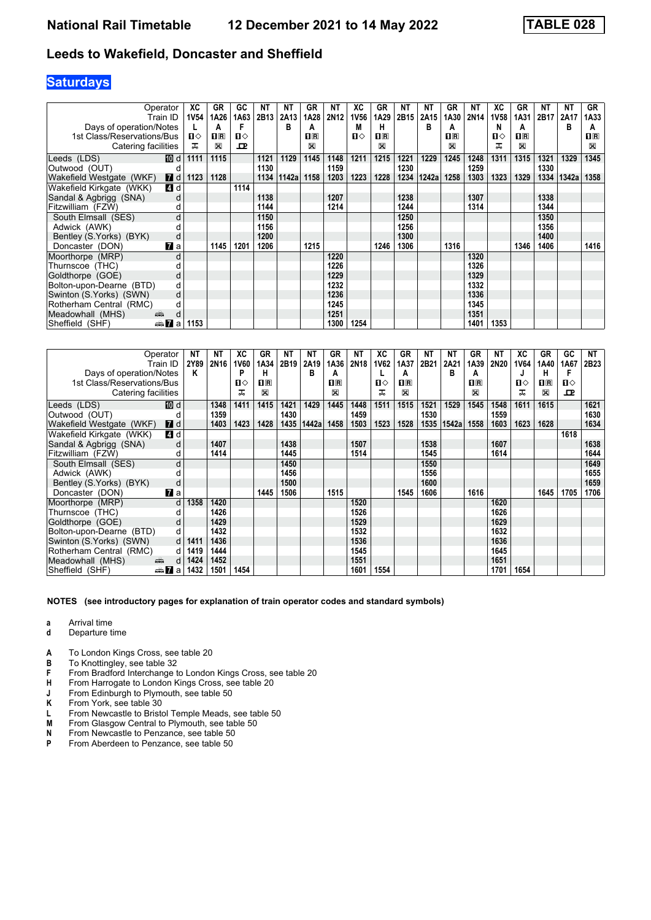# National Rail Timetable   12 December 2021 to 14 May 2022   TABLE 028

## Leeds to Wakefield, Doncaster and Sheffield

### Saturdays

| Operator | | XC | GR | GC | NT | NT | GR | NT | XC | GR | NT | NT | GR | NT | XC | GR | NT | NT | GR |
|---|---|---|---|---|---|---|---|---|---|---|---|---|---|---|---|---|---|---|---|
| Train ID | | 1V54 | 1A26 | 1A63 | 2B13 | 2A13 | 1A28 | 2N12 | 1V56 | 1A29 | 2B15 | 2A15 | 1A30 | 2N14 | 1V58 | 1A31 | 2B17 | 2A17 | 1A33 |
| Days of operation/Notes | | L | A | F | | B | A | | M | H | | B | A | | N | A | | B | A |
| 1st Class/Reservations/Bus | | 1◇ | 1R | 1◇ | | | 1R | | 1◇ | 1R | | | 1R | | 1◇ | 1R | | | 1R |
| Catering facilities | | ⚹ | ⊠ | ⊡ | | | ⊠ | | ⚹ | ⊠ | | | ⊠ | | ⚹ | ⊠ | | | ⊠ |
| Leeds (LDS) | 10 d | 1111 | 1115 | | 1121 | 1129 | 1145 | 1148 | 1211 | 1215 | 1221 | 1229 | 1245 | 1248 | 1311 | 1315 | 1321 | 1329 | 1345 |
| Outwood (OUT) | d | | | | 1130 | | | 1159 | | | 1230 | | | 1259 | | | 1330 | | |
| Wakefield Westgate (WKF) | 7 d | 1123 | 1128 | | 1134 | 1142a | 1158 | 1203 | 1223 | 1228 | 1234 | 1242a | 1258 | 1303 | 1323 | 1329 | 1334 | 1342a | 1358 |
| Wakefield Kirkgate (WKK) | 4 d | | | 1114 | | | | | | | | | | | | | | | |
| Sandal & Agbrigg (SNA) | d | | | | 1138 | | | 1207 | | | 1238 | | | 1307 | | | 1338 | | |
| Fitzwilliam (FZW) | d | | | | 1144 | | | 1214 | | | 1244 | | | 1314 | | | 1344 | | |
| South Elmsall (SES) | d | | | | 1150 | | | | | | 1250 | | | | | | 1350 | | |
| Adwick (AWK) | d | | | | 1156 | | | | | | 1256 | | | | | | 1356 | | |
| Bentley (S.Yorks) (BYK) | d | | | | 1200 | | | | | | 1300 | | | | | | 1400 | | |
| Doncaster (DON) | 7 a | | 1145 | 1201 | 1206 | | 1215 | | | 1246 | 1306 | | 1316 | | | 1346 | 1406 | | 1416 |
| Moorthorpe (MRP) | d | | | | | | | 1220 | | | | | | 1320 | | | | | |
| Thurnscoe (THC) | d | | | | | | | 1226 | | | | | | 1326 | | | | | |
| Goldthorpe (GOE) | d | | | | | | | 1229 | | | | | | 1329 | | | | | |
| Bolton-upon-Dearne (BTD) | d | | | | | | | 1232 | | | | | | 1332 | | | | | |
| Swinton (S.Yorks) (SWN) | d | | | | | | | 1236 | | | | | | 1336 | | | | | |
| Rotherham Central (RMC) | d | | | | | | | 1245 | | | | | | 1345 | | | | | |
| Meadowhall (MHS) | d | | | | | | | 1251 | | | | | | 1351 | | | | | |
| Sheffield (SHF) | 7 a | 1153 | | | | | | 1300 | 1254 | | | | | 1401 | 1353 | | | | |

| Operator | | NT | NT | XC | GR | NT | NT | GR | NT | XC | GR | NT | NT | GR | NT | XC | GR | GC | NT |
|---|---|---|---|---|---|---|---|---|---|---|---|---|---|---|---|---|---|---|---|
| Train ID | | 2Y89 | 2N16 | 1V60 | 1A34 | 2B19 | 2A19 | 1A36 | 2N18 | 1V62 | 1A37 | 2B21 | 2A21 | 1A39 | 2N20 | 1V64 | 1A40 | 1A67 | 2B23 |
| Days of operation/Notes | | K | | P | H | | B | A | | L | A | | B | A | | J | H | F | |
| 1st Class/Reservations/Bus | | | | 1◇ | 1R | | | 1R | | 1◇ | 1R | | | 1R | | 1◇ | 1R | 1◇ | |
| Catering facilities | | | | ⚹ | ⊠ | | | ⊠ | | ⚹ | ⊠ | | | ⊠ | | ⚹ | ⊠ | ⊡ | |
| Leeds (LDS) | 10 d | | 1348 | 1411 | 1415 | 1421 | 1429 | 1445 | 1448 | 1511 | 1515 | 1521 | 1529 | 1545 | 1548 | 1611 | 1615 | | 1621 |
| Outwood (OUT) | d | | 1359 | | | 1430 | | | 1459 | | | 1530 | | | 1559 | | | | 1630 |
| Wakefield Westgate (WKF) | 7 d | | 1403 | 1423 | 1428 | 1435 | 1442a | 1458 | 1503 | 1523 | 1528 | 1535 | 1542a | 1558 | 1603 | 1623 | 1628 | | 1634 |
| Wakefield Kirkgate (WKK) | 4 d | | | | | | | | | | | | | | | | | 1618 | |
| Sandal & Agbrigg (SNA) | d | | 1407 | | | 1438 | | | 1507 | | | 1538 | | | 1607 | | | | 1638 |
| Fitzwilliam (FZW) | d | | 1414 | | | 1445 | | | 1514 | | | 1545 | | | 1614 | | | | 1644 |
| South Elmsall (SES) | d | | | | | 1450 | | | | | | 1550 | | | | | | | 1649 |
| Adwick (AWK) | d | | | | | 1456 | | | | | | 1556 | | | | | | | 1655 |
| Bentley (S.Yorks) (BYK) | d | | | | | 1500 | | | | | | 1600 | | | | | | | 1659 |
| Doncaster (DON) | 7 a | | | | 1445 | 1506 | | 1515 | | | 1545 | 1606 | | 1616 | | | 1645 | 1705 | 1706 |
| Moorthorpe (MRP) | d | 1358 | 1420 | | | | | | 1520 | | | | | | 1620 | | | | |
| Thurnscoe (THC) | d | | 1426 | | | | | | 1526 | | | | | | 1626 | | | | |
| Goldthorpe (GOE) | d | | 1429 | | | | | | 1529 | | | | | | 1629 | | | | |
| Bolton-upon-Dearne (BTD) | d | | 1432 | | | | | | 1532 | | | | | | 1632 | | | | |
| Swinton (S.Yorks) (SWN) | d | 1411 | 1436 | | | | | | 1536 | | | | | | 1636 | | | | |
| Rotherham Central (RMC) | d | 1419 | 1444 | | | | | | 1545 | | | | | | 1645 | | | | |
| Meadowhall (MHS) | d | 1424 | 1452 | | | | | | 1551 | | | | | | 1651 | | | | |
| Sheffield (SHF) | 7 a | 1432 | 1501 | 1454 | | | | | 1601 | 1554 | | | | | 1701 | 1654 | | | |

**NOTES (see introductory pages for explanation of train operator codes and standard symbols)**

- **a** Arrival time
- **d** Departure time

- **A** To London Kings Cross, see table 20
- **B** To Knottingley, see table 32
- **F** From Bradford Interchange to London Kings Cross, see table 20
- **H** From Harrogate to London Kings Cross, see table 20
- **J** From Edinburgh to Plymouth, see table 50
- **K** From York, see table 30
- **L** From Newcastle to Bristol Temple Meads, see table 50
- **M** From Glasgow Central to Plymouth, see table 50
- **N** From Newcastle to Penzance, see table 50
- **P** From Aberdeen to Penzance, see table 50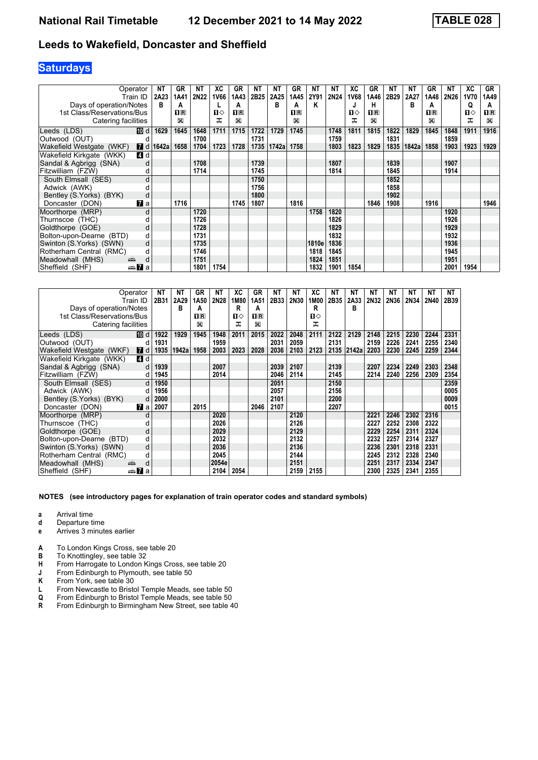# National Rail Timetable — 12 December 2021 to 14 May 2022 — TABLE 028

## Leeds to Wakefield, Doncaster and Sheffield

### Saturdays

| Operator | NT | GR | NT | XC | GR | NT | NT | GR | NT | NT | XC | GR | NT | NT | GR | NT | XC | GR |
|---|---|---|---|---|---|---|---|---|---|---|---|---|---|---|---|---|---|---|
| Train ID | 2A23 | 1A41 | 2N22 | 1V66 | 1A43 | 2B25 | 2A25 | 1A45 | 2Y91 | 2N24 | 1V68 | 1A46 | 2B29 | 2A27 | 1A48 | 2N26 | 1V70 | 1A49 |
| Days of operation/Notes | B | A | | L | A | | B | A | K | | J | H | | B | A | | Q | A |
| 1st Class/Reservations/Bus | | 1R | | 1◇ | 1R | | | 1R | | | 1◇ | 1R | | | 1R | | 1◇ | 1R |
| Catering facilities | | ☒ | | ⊼ | ☒ | | | ☒ | | | ⊼ | ☒ | | | ☒ | | ⊼ | ☒ |
| Leeds (LDS) 10 d | 1629 | 1645 | 1648 | 1711 | 1715 | 1722 | 1729 | 1745 | | 1748 | 1811 | 1815 | 1822 | 1829 | 1845 | 1848 | 1911 | 1916 |
| Outwood (OUT) d | | | 1700 | | | 1731 | | | | 1759 | | | 1831 | | | 1859 | | |
| Wakefield Westgate (WKF) 7 d | 1642a | 1658 | 1704 | 1723 | 1728 | 1735 | 1742a | 1758 | | 1803 | 1823 | 1829 | 1835 | 1842a | 1858 | 1903 | 1923 | 1929 |
| Wakefield Kirkgate (WKK) 4 d | | | | | | | | | | | | | | | | | | |
| Sandal & Agbrigg (SNA) d | | | 1708 | | | 1739 | | | | 1807 | | | 1839 | | | 1907 | | |
| Fitzwilliam (FZW) d | | | 1714 | | | 1745 | | | | 1814 | | | 1845 | | | 1914 | | |
| South Elmsall (SES) d | | | | | | 1750 | | | | | | | 1852 | | | | | |
| Adwick (AWK) d | | | | | | 1756 | | | | | | | 1858 | | | | | |
| Bentley (S.Yorks) (BYK) d | | | | | | 1800 | | | | | | | 1902 | | | | | |
| Doncaster (DON) 7 a | | 1716 | | | 1745 | 1807 | | 1816 | | | | 1846 | 1908 | | 1916 | | | 1946 |
| Moorthorpe (MRP) d | | | 1720 | | | | | | 1758 | 1820 | | | | | | 1920 | | |
| Thurnscoe (THC) d | | | 1726 | | | | | | | 1826 | | | | | | 1926 | | |
| Goldthorpe (GOE) d | | | 1728 | | | | | | | 1829 | | | | | | 1929 | | |
| Bolton-upon-Dearne (BTD) d | | | 1731 | | | | | | | 1832 | | | | | | 1932 | | |
| Swinton (S.Yorks) (SWN) d | | | 1735 | | | | | | 1810e | 1836 | | | | | | 1936 | | |
| Rotherham Central (RMC) d | | | 1746 | | | | | | 1818 | 1845 | | | | | | 1945 | | |
| Meadowhall (MHS) d | | | 1751 | | | | | | 1824 | 1851 | | | | | | 1951 | | |
| Sheffield (SHF) 7 a | | | 1801 | 1754 | | | | | 1832 | 1901 | 1854 | | | | | 2001 | 1954 | |

| Operator | NT | NT | GR | NT | XC | GR | NT | NT | XC | NT | NT | NT | NT | NT | NT | NT |
|---|---|---|---|---|---|---|---|---|---|---|---|---|---|---|---|---|
| Train ID | 2B31 | 2A29 | 1A50 | 2N28 | 1M80 | 1A51 | 2B33 | 2N30 | 1M00 | 2B35 | 2A33 | 2N32 | 2N36 | 2N34 | 2N40 | 2B39 |
| Days of operation/Notes | | B | A | | R | A | | | R | | B | | | | | |
| 1st Class/Reservations/Bus | | | 1R | | 1◇ | 1R | | | 1◇ | | | | | | | |
| Catering facilities | | | ☒ | | ⊼ | ☒ | | | ⊼ | | | | | | | |
| Leeds (LDS) 10 d | 1922 | 1929 | 1945 | 1948 | 2011 | 2015 | 2022 | 2048 | 2111 | 2122 | 2129 | 2148 | 2215 | 2230 | 2244 | 2331 |
| Outwood (OUT) d | 1931 | | | 1959 | | | 2031 | 2059 | | 2131 | | 2159 | 2226 | 2241 | 2255 | 2340 |
| Wakefield Westgate (WKF) 7 d | 1935 | 1942a | 1958 | 2003 | 2023 | 2028 | 2036 | 2103 | 2123 | 2135 | 2142a | 2203 | 2230 | 2245 | 2259 | 2344 |
| Wakefield Kirkgate (WKK) 4 d | | | | | | | | | | | | | | | | |
| Sandal & Agbrigg (SNA) d | 1939 | | | 2007 | | | 2039 | 2107 | | 2139 | | 2207 | 2234 | 2249 | 2303 | 2348 |
| Fitzwilliam (FZW) d | 1945 | | | 2014 | | | 2046 | 2114 | | 2145 | | 2214 | 2240 | 2256 | 2309 | 2354 |
| South Elmsall (SES) d | 1950 | | | | | | 2051 | | | 2150 | | | | | | 2359 |
| Adwick (AWK) d | 1956 | | | | | | 2057 | | | 2156 | | | | | | 0005 |
| Bentley (S.Yorks) (BYK) d | 2000 | | | | | | 2101 | | | 2200 | | | | | | 0009 |
| Doncaster (DON) 7 a | 2007 | | 2015 | | | 2046 | 2107 | | | 2207 | | | | | | 0015 |
| Moorthorpe (MRP) d | | | | 2020 | | | | 2120 | | | | 2221 | 2246 | 2302 | 2316 | |
| Thurnscoe (THC) d | | | | 2026 | | | | 2126 | | | | 2227 | 2252 | 2308 | 2322 | |
| Goldthorpe (GOE) d | | | | 2029 | | | | 2129 | | | | 2229 | 2254 | 2311 | 2324 | |
| Bolton-upon-Dearne (BTD) d | | | | 2032 | | | | 2132 | | | | 2232 | 2257 | 2314 | 2327 | |
| Swinton (S.Yorks) (SWN) d | | | | 2036 | | | | 2136 | | | | 2236 | 2301 | 2318 | 2331 | |
| Rotherham Central (RMC) d | | | | 2045 | | | | 2144 | | | | 2245 | 2312 | 2328 | 2340 | |
| Meadowhall (MHS) d | | | | 2054e | | | | 2151 | | | | 2251 | 2317 | 2334 | 2347 | |
| Sheffield (SHF) 7 a | | | | 2104 | 2054 | | | 2159 | 2155 | | | 2300 | 2325 | 2341 | 2355 | |

**NOTES (see introductory pages for explanation of train operator codes and standard symbols)**

- **a** Arrival time
- **d** Departure time
- **e** Arrives 3 minutes earlier

- **A** To London Kings Cross, see table 20
- **B** To Knottingley, see table 32
- **H** From Harrogate to London Kings Cross, see table 20
- **J** From Edinburgh to Plymouth, see table 50
- **K** From York, see table 30
- **L** From Newcastle to Bristol Temple Meads, see table 50
- **Q** From Edinburgh to Bristol Temple Meads, see table 50
- **R** From Edinburgh to Birmingham New Street, see table 40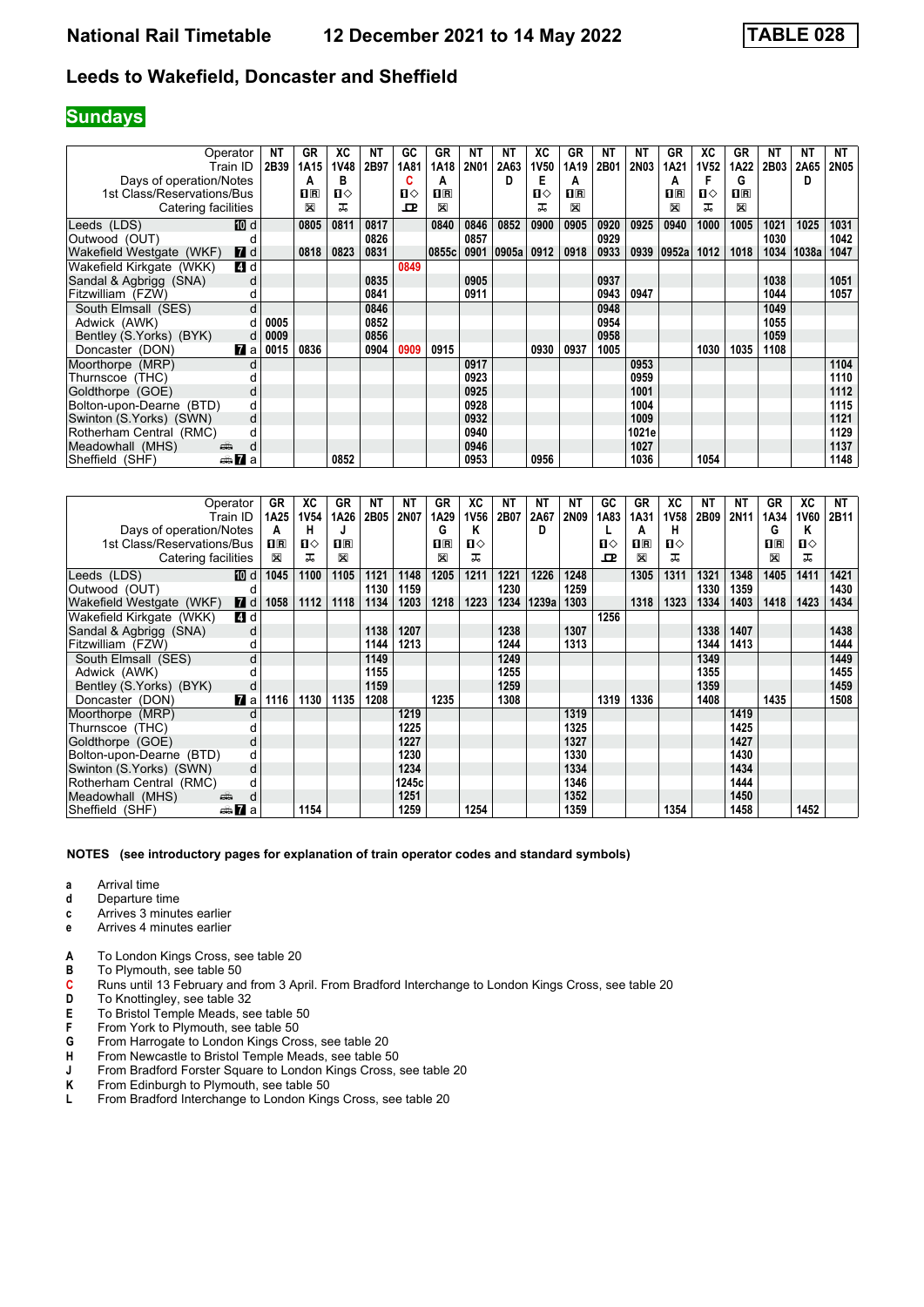# National Rail Timetable 12 December 2021 to 14 May 2022 TABLE 028

## Leeds to Wakefield, Doncaster and Sheffield

### Sundays

| Operator | | NT | GR | XC | NT | GC | GR | NT | NT | XC | GR | NT | NT | GR | XC | GR | NT | NT | NT |
|---|---|---|---|---|---|---|---|---|---|---|---|---|---|---|---|---|---|---|---|
| Train ID | | 2B39 | 1A15 | 1V48 | 2B97 | 1A81 | 1A18 | 2N01 | 2A63 | 1V50 | 1A19 | 2B01 | 2N03 | 1A21 | 1V52 | 1A22 | 2B03 | 2A65 | 2N05 |
| Days of operation/Notes | | | A | B | | C | A | | D | E | A | | | A | F | G | | D | |
| 1st Class/Reservations/Bus | | | 1R | 1◇ | | 1◇ | 1R | | | 1◇ | 1R | | | 1R | 1◇ | 1R | | | |
| Catering facilities | | | ☒ | ✠ | | ⊡ | ☒ | | | ✠ | ☒ | | | ☒ | ✠ | ☒ | | | |
| Leeds (LDS) | 10 d | | 0805 | 0811 | 0817 | | 0840 | 0846 | 0852 | 0900 | 0905 | 0920 | 0925 | 0940 | 1000 | 1005 | 1021 | 1025 | 1031 |
| Outwood (OUT) | d | | | | 0826 | | | 0857 | | | | 0929 | | | | | 1030 | | 1042 |
| Wakefield Westgate (WKF) | 7 d | | 0818 | 0823 | 0831 | | 0855c | 0901 | 0905a | 0912 | 0918 | 0933 | 0939 | 0952a | 1012 | 1018 | 1034 | 1038a | 1047 |
| Wakefield Kirkgate (WKK) | 4 d | | | | | 0849 | | | | | | | | | | | | | |
| Sandal & Agbrigg (SNA) | d | | | | 0835 | | | 0905 | | | | 0937 | | | | | 1038 | | 1051 |
| Fitzwilliam (FZW) | d | | | | 0841 | | | 0911 | | | | 0943 | 0947 | | | | 1044 | | 1057 |
| South Elmsall (SES) | d | | | | 0846 | | | | | | | 0948 | | | | | 1049 | | |
| Adwick (AWK) | d | 0005 | | | 0852 | | | | | | | 0954 | | | | | 1055 | | |
| Bentley (S.Yorks) (BYK) | d | 0009 | | | 0856 | | | | | | | 0958 | | | | | 1059 | | |
| Doncaster (DON) | 7 a | 0015 | 0836 | | 0904 | 0909 | 0915 | | | 0930 | 0937 | 1005 | | | 1030 | 1035 | 1108 | | |
| Moorthorpe (MRP) | d | | | | | | | 0917 | | | | | 0953 | | | | | | 1104 |
| Thurnscoe (THC) | d | | | | | | | 0923 | | | | | 0959 | | | | | | 1110 |
| Goldthorpe (GOE) | d | | | | | | | 0925 | | | | | 1001 | | | | | | 1112 |
| Bolton-upon-Dearne (BTD) | d | | | | | | | 0928 | | | | | 1004 | | | | | | 1115 |
| Swinton (S.Yorks) (SWN) | d | | | | | | | 0932 | | | | | 1009 | | | | | | 1121 |
| Rotherham Central (RMC) | d | | | | | | | 0940 | | | | | 1021e | | | | | | 1129 |
| Meadowhall (MHS) | d | | | | | | | 0946 | | | | | 1027 | | | | | | 1137 |
| Sheffield (SHF) | 7 a | | | 0852 | | | | 0953 | | 0956 | | | 1036 | | 1054 | | | | 1148 |

| Operator | | GR | XC | GR | NT | NT | GR | XC | NT | NT | NT | GC | GR | XC | NT | NT | GR | XC | NT |
|---|---|---|---|---|---|---|---|---|---|---|---|---|---|---|---|---|---|---|---|
| Train ID | | 1A25 | 1V54 | 1A26 | 2B05 | 2N07 | 1A29 | 1V56 | 2B07 | 2A67 | 2N09 | 1A83 | 1A31 | 1V58 | 2B09 | 2N11 | 1A34 | 1V60 | 2B11 |
| Days of operation/Notes | | A | H | J | | | G | K | | D | | L | A | H | | | G | K | |
| 1st Class/Reservations/Bus | | 1R | 1◇ | 1R | | | 1R | 1◇ | | | | 1◇ | 1R | 1◇ | | | 1R | 1◇ | |
| Catering facilities | | ☒ | ✠ | ☒ | | | ☒ | ✠ | | | | ⊡ | ☒ | ✠ | | | ☒ | ✠ | |
| Leeds (LDS) | 10 d | 1045 | 1100 | 1105 | 1121 | 1148 | 1205 | 1211 | 1221 | 1226 | 1248 | | 1305 | 1311 | 1321 | 1348 | 1405 | 1411 | 1421 |
| Outwood (OUT) | d | | | | 1130 | 1159 | | | 1230 | | 1259 | | | | 1330 | 1359 | | | 1430 |
| Wakefield Westgate (WKF) | 7 d | 1058 | 1112 | 1118 | 1134 | 1203 | 1218 | 1223 | 1234 | 1239a | 1303 | | 1318 | 1323 | 1334 | 1403 | 1418 | 1423 | 1434 |
| Wakefield Kirkgate (WKK) | 4 d | | | | | | | | | | | 1256 | | | | | | | |
| Sandal & Agbrigg (SNA) | d | | | | 1138 | 1207 | | | 1238 | | 1307 | | | | 1338 | 1407 | | | 1438 |
| Fitzwilliam (FZW) | d | | | | 1144 | 1213 | | | 1244 | | 1313 | | | | 1344 | 1413 | | | 1444 |
| South Elmsall (SES) | d | | | | 1149 | | | | 1249 | | | | | | 1349 | | | | 1449 |
| Adwick (AWK) | d | | | | 1155 | | | | 1255 | | | | | | 1355 | | | | 1455 |
| Bentley (S.Yorks) (BYK) | d | | | | 1159 | | | | 1259 | | | | | | 1359 | | | | 1459 |
| Doncaster (DON) | 7 a | 1116 | 1130 | 1135 | 1208 | | 1235 | | 1308 | | | 1319 | 1336 | | 1408 | | 1435 | | 1508 |
| Moorthorpe (MRP) | d | | | | | 1219 | | | | | 1319 | | | | | 1419 | | | |
| Thurnscoe (THC) | d | | | | | 1225 | | | | | 1325 | | | | | 1425 | | | |
| Goldthorpe (GOE) | d | | | | | 1227 | | | | | 1327 | | | | | 1427 | | | |
| Bolton-upon-Dearne (BTD) | d | | | | | 1230 | | | | | 1330 | | | | | 1430 | | | |
| Swinton (S.Yorks) (SWN) | d | | | | | 1234 | | | | | 1334 | | | | | 1434 | | | |
| Rotherham Central (RMC) | d | | | | | 1245c | | | | | 1346 | | | | | 1444 | | | |
| Meadowhall (MHS) | d | | | | | 1251 | | | | | 1352 | | | | | 1450 | | | |
| Sheffield (SHF) | 7 a | | 1154 | | | 1259 | | 1254 | | | 1359 | | | 1354 | | 1458 | | 1452 | |

**NOTES (see introductory pages for explanation of train operator codes and standard symbols)**

- **a** Arrival time
- **d** Departure time
- **c** Arrives 3 minutes earlier
- **e** Arrives 4 minutes earlier

- **A** To London Kings Cross, see table 20
- **B** To Plymouth, see table 50
- **C** Runs until 13 February and from 3 April. From Bradford Interchange to London Kings Cross, see table 20
- **D** To Knottingley, see table 32
- **E** To Bristol Temple Meads, see table 50
- **F** From York to Plymouth, see table 50
- **G** From Harrogate to London Kings Cross, see table 20
- **H** From Newcastle to Bristol Temple Meads, see table 50
- **J** From Bradford Forster Square to London Kings Cross, see table 20
- **K** From Edinburgh to Plymouth, see table 50
- **L** From Bradford Interchange to London Kings Cross, see table 20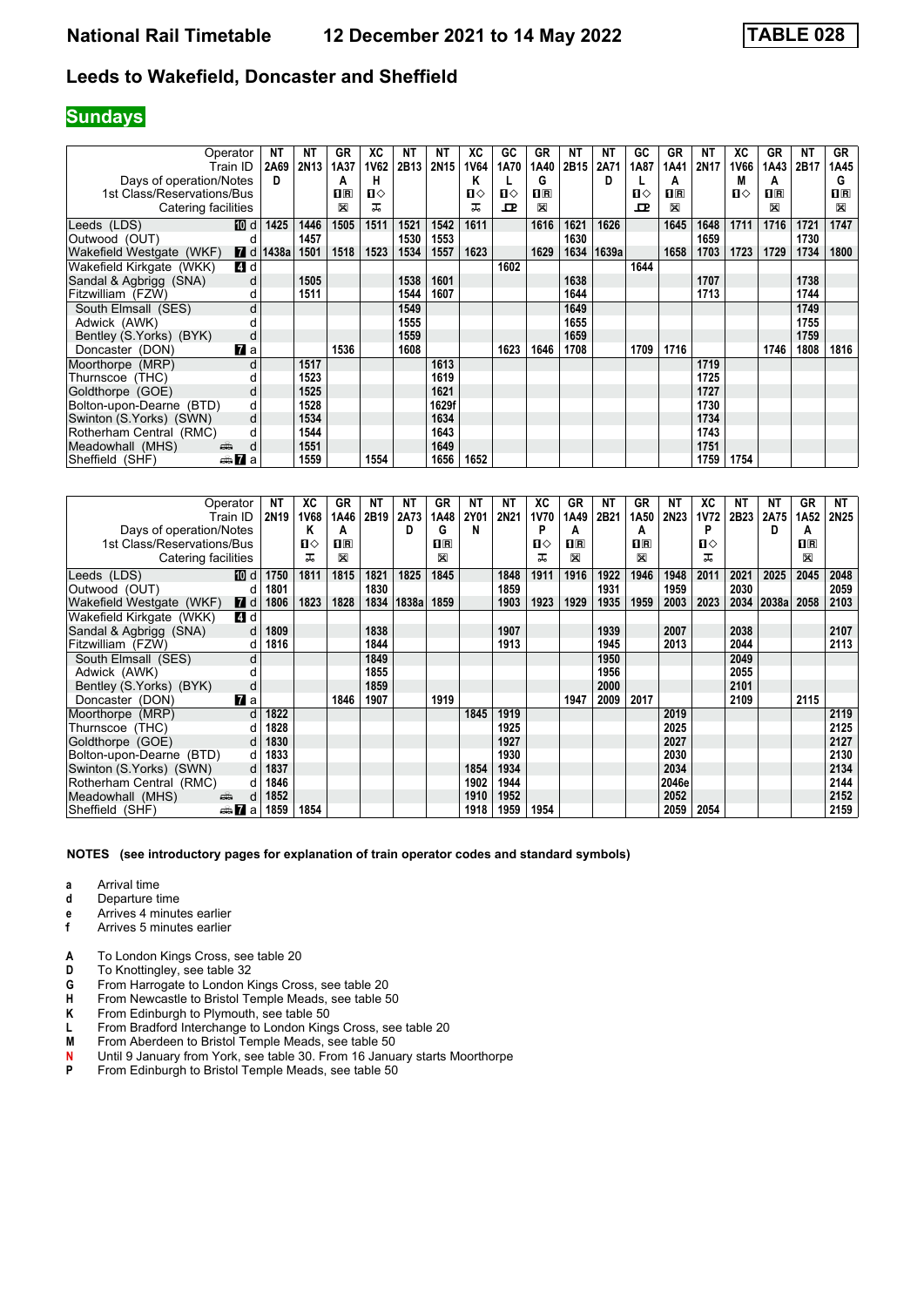# National Rail Timetable 12 December 2021 to 14 May 2022 TABLE 028

## Leeds to Wakefield, Doncaster and Sheffield

**Sundays**

| Operator | | NT | NT | GR | XC | NT | NT | XC | GC | GR | NT | NT | GC | GR | NT | XC | GR | NT | GR |
|---|---|---|---|---|---|---|---|---|---|---|---|---|---|---|---|---|---|---|---|
| Train ID | | 2A69 | 2N13 | 1A37 | 1V62 | 2B13 | 2N15 | 1V64 | 1A70 | 1A40 | 2B15 | 2A71 | 1A87 | 1A41 | 2N17 | 1V66 | 1A43 | 2B17 | 1A45 |
| Days of operation/Notes | | D | | A | H | | | K | L | G | | D | L | A | | M | A | | G |
| 1st Class/Reservations/Bus | | | | 1R | 1◇ | | | 1◇ | 1◇ | 1R | | | 1◇ | 1R | | 1◇ | 1R | | 1R |
| Catering facilities | | | | ⊠ | ⚹ | | | ⚹ | ⊡ | ⊠ | | | ⊡ | ⊠ | | | ⊠ | | ⊠ |
| Leeds (LDS) | 10 d | 1425 | 1446 | 1505 | 1511 | 1521 | 1542 | 1611 | | 1616 | 1621 | 1626 | | 1645 | 1648 | 1711 | 1716 | 1721 | 1747 |
| Outwood (OUT) | d | | 1457 | | | 1530 | 1553 | | | | 1630 | | | | 1659 | | | 1730 | |
| Wakefield Westgate (WKF) | 7 d | 1438a | 1501 | 1518 | 1523 | 1534 | 1557 | 1623 | | 1629 | 1634 | 1639a | | 1658 | 1703 | 1723 | 1729 | 1734 | 1800 |
| Wakefield Kirkgate (WKK) | 4 d | | | | | | | | 1602 | | | | 1644 | | | | | | |
| Sandal & Agbrigg (SNA) | d | | 1505 | | | 1538 | 1601 | | | | 1638 | | | | 1707 | | | 1738 | |
| Fitzwilliam (FZW) | d | | 1511 | | | 1544 | 1607 | | | | 1644 | | | | 1713 | | | 1744 | |
| South Elmsall (SES) | d | | | | | 1549 | | | | | 1649 | | | | | | | 1749 | |
| Adwick (AWK) | d | | | | | 1555 | | | | | 1655 | | | | | | | 1755 | |
| Bentley (S.Yorks) (BYK) | d | | | | | 1559 | | | | | 1659 | | | | | | | 1759 | |
| Doncaster (DON) | 7 a | | | 1536 | | 1608 | | | 1623 | 1646 | 1708 | | 1709 | 1716 | | | 1746 | 1808 | 1816 |
| Moorthorpe (MRP) | d | | 1517 | | | | 1613 | | | | | | | | 1719 | | | | |
| Thurnscoe (THC) | d | | 1523 | | | | 1619 | | | | | | | | 1725 | | | | |
| Goldthorpe (GOE) | d | | 1525 | | | | 1621 | | | | | | | | 1727 | | | | |
| Bolton-upon-Dearne (BTD) | d | | 1528 | | | | 1629f | | | | | | | | 1730 | | | | |
| Swinton (S.Yorks) (SWN) | d | | 1534 | | | | 1634 | | | | | | | | 1734 | | | | |
| Rotherham Central (RMC) | d | | 1544 | | | | 1643 | | | | | | | | 1743 | | | | |
| Meadowhall (MHS) | d | | 1551 | | | | 1649 | | | | | | | | 1751 | | | | |
| Sheffield (SHF) | 7 a | | 1559 | | 1554 | | 1656 | 1652 | | | | | | | 1759 | 1754 | | | |

| Operator | | NT | XC | GR | NT | NT | GR | NT | NT | XC | GR | NT | GR | NT | XC | NT | NT | GR | NT |
|---|---|---|---|---|---|---|---|---|---|---|---|---|---|---|---|---|---|---|---|
| Train ID | | 2N19 | 1V68 | 1A46 | 2B19 | 2A73 | 1A48 | 2Y01 | 2N21 | 1V70 | 1A49 | 2B21 | 1A50 | 2N23 | 1V72 | 2B23 | 2A75 | 1A52 | 2N25 |
| Days of operation/Notes | | | K | A | | D | G | N | | P | A | | A | | P | | D | A | |
| 1st Class/Reservations/Bus | | | 1◇ | 1R | | | 1R | | | 1◇ | 1R | | 1R | | 1◇ | | | 1R | |
| Catering facilities | | | ⚹ | ⊠ | | | ⊠ | | | ⚹ | ⊠ | | ⊠ | | ⚹ | | | ⊠ | |
| Leeds (LDS) | 10 d | 1750 | 1811 | 1815 | 1821 | 1825 | 1845 | | 1848 | 1911 | 1916 | 1922 | 1946 | 1948 | 2011 | 2021 | 2025 | 2045 | 2048 |
| Outwood (OUT) | d | 1801 | | | 1830 | | | | 1859 | | | 1931 | | 1959 | | 2030 | | | 2059 |
| Wakefield Westgate (WKF) | 7 d | 1806 | 1823 | 1828 | 1834 | 1838a | 1859 | | 1903 | 1923 | 1929 | 1935 | 1959 | 2003 | 2023 | 2034 | 2038a | 2058 | 2103 |
| Wakefield Kirkgate (WKK) | 4 d | | | | | | | | | | | | | | | | | | |
| Sandal & Agbrigg (SNA) | d | 1809 | | | 1838 | | | | 1907 | | | 1939 | | 2007 | | 2038 | | | 2107 |
| Fitzwilliam (FZW) | d | 1816 | | | 1844 | | | | 1913 | | | 1945 | | 2013 | | 2044 | | | 2113 |
| South Elmsall (SES) | d | | | | 1849 | | | | | | | 1950 | | | | 2049 | | | |
| Adwick (AWK) | d | | | | 1855 | | | | | | | 1956 | | | | 2055 | | | |
| Bentley (S.Yorks) (BYK) | d | | | | 1859 | | | | | | | 2000 | | | | 2101 | | | |
| Doncaster (DON) | 7 a | | | 1846 | 1907 | | 1919 | | | | 1947 | 2009 | 2017 | | | 2109 | | 2115 | |
| Moorthorpe (MRP) | d | 1822 | | | | | | 1845 | 1919 | | | | | 2019 | | | | | 2119 |
| Thurnscoe (THC) | d | 1828 | | | | | | | 1925 | | | | | 2025 | | | | | 2125 |
| Goldthorpe (GOE) | d | 1830 | | | | | | | 1927 | | | | | 2027 | | | | | 2127 |
| Bolton-upon-Dearne (BTD) | d | 1833 | | | | | | | 1930 | | | | | 2030 | | | | | 2130 |
| Swinton (S.Yorks) (SWN) | d | 1837 | | | | | | 1854 | 1934 | | | | | 2034 | | | | | 2134 |
| Rotherham Central (RMC) | d | 1846 | | | | | | 1902 | 1944 | | | | | 2046e | | | | | 2144 |
| Meadowhall (MHS) | d | 1852 | | | | | | 1910 | 1952 | | | | | 2052 | | | | | 2152 |
| Sheffield (SHF) | 7 a | 1859 | 1854 | | | | | 1918 | 1959 | 1954 | | | | 2059 | 2054 | | | | 2159 |

**NOTES (see introductory pages for explanation of train operator codes and standard symbols)**

- **a** Arrival time
- **d** Departure time
- **e** Arrives 4 minutes earlier
- **f** Arrives 5 minutes earlier

- **A** To London Kings Cross, see table 20
- **D** To Knottingley, see table 32
- **G** From Harrogate to London Kings Cross, see table 20
- **H** From Newcastle to Bristol Temple Meads, see table 50
- **K** From Edinburgh to Plymouth, see table 50
- **L** From Bradford Interchange to London Kings Cross, see table 20
- **M** From Aberdeen to Bristol Temple Meads, see table 50
- **N** Until 9 January from York, see table 30. From 16 January starts Moorthorpe
- **P** From Edinburgh to Bristol Temple Meads, see table 50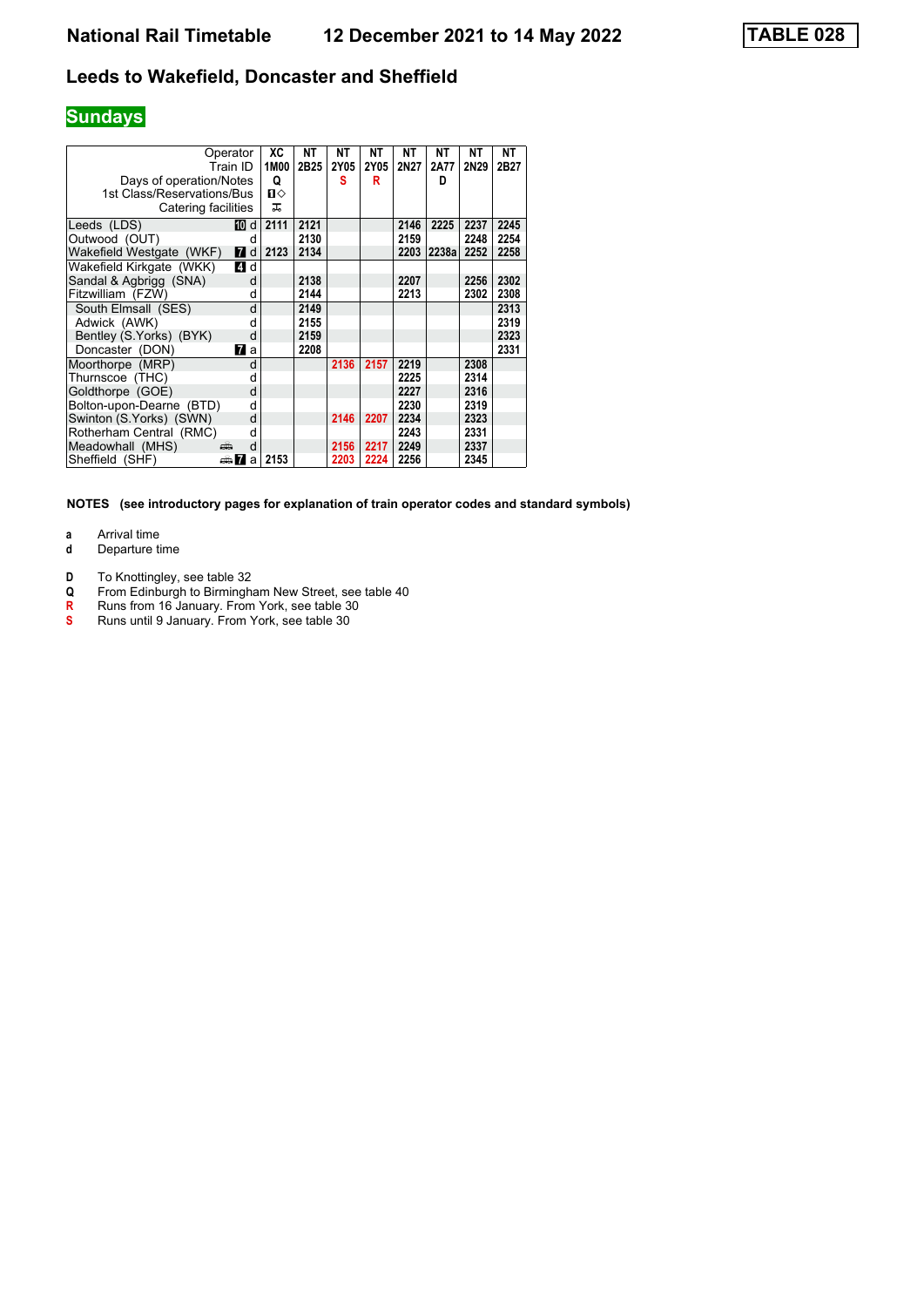# National Rail Timetable 12 December 2021 to 14 May 2022

**TABLE 028**

## Leeds to Wakefield, Doncaster and Sheffield

### Sundays

| Operator | | XC | NT | NT | NT | NT | NT | NT | NT |
|---|---|---|---|---|---|---|---|---|---|
| Train ID | | 1M00 | 2B25 | 2Y05 | 2Y05 | 2N27 | 2A77 | 2N29 | 2B27 |
| Days of operation/Notes | | Q | | S | R | | D | | |
| 1st Class/Reservations/Bus | | 1◇ | | | | | | | |
| Catering facilities | | ⚹ | | | | | | | |
| Leeds (LDS) | 10 d | 2111 | 2121 | | | 2146 | 2225 | 2237 | 2245 |
| Outwood (OUT) | d | | 2130 | | | 2159 | | 2248 | 2254 |
| Wakefield Westgate (WKF) | 7 d | 2123 | 2134 | | | 2203 | 2238a | 2252 | 2258 |
| Wakefield Kirkgate (WKK) | 4 d | | | | | | | | |
| Sandal & Agbrigg (SNA) | d | | 2138 | | | 2207 | | 2256 | 2302 |
| Fitzwilliam (FZW) | d | | 2144 | | | 2213 | | 2302 | 2308 |
| South Elmsall (SES) | d | | 2149 | | | | | | 2313 |
| Adwick (AWK) | d | | 2155 | | | | | | 2319 |
| Bentley (S.Yorks) (BYK) | d | | 2159 | | | | | | 2323 |
| Doncaster (DON) | 7 a | | 2208 | | | | | | 2331 |
| Moorthorpe (MRP) | d | | | 2136 | 2157 | 2219 | | 2308 | |
| Thurnscoe (THC) | d | | | | | 2225 | | 2314 | |
| Goldthorpe (GOE) | d | | | | | 2227 | | 2316 | |
| Bolton-upon-Dearne (BTD) | d | | | | | 2230 | | 2319 | |
| Swinton (S.Yorks) (SWN) | d | | | 2146 | 2207 | 2234 | | 2323 | |
| Rotherham Central (RMC) | d | | | | | 2243 | | 2331 | |
| Meadowhall (MHS) | 🚌 d | | | 2156 | 2217 | 2249 | | 2337 | |
| Sheffield (SHF) | 🚌 7 a | 2153 | | 2203 | 2224 | 2256 | | 2345 | |

**NOTES (see introductory pages for explanation of train operator codes and standard symbols)**

- **a** Arrival time
- **d** Departure time

- **D** To Knottingley, see table 32
- **Q** From Edinburgh to Birmingham New Street, see table 40
- **R** Runs from 16 January. From York, see table 30
- **S** Runs until 9 January. From York, see table 30